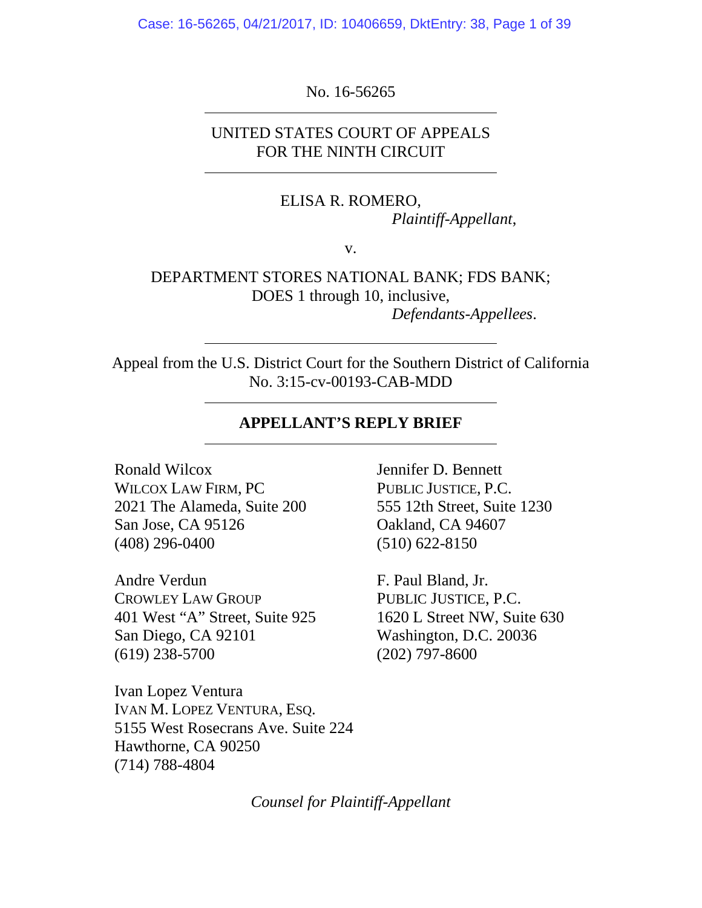No. 16-56265

---

UNITED STATES COURT OF APPEALS
FOR THE NINTH CIRCUIT

---

ELISA R. ROMERO,
*Plaintiff-Appellant*,

v.

DEPARTMENT STORES NATIONAL BANK; FDS BANK;
DOES 1 through 10, inclusive,
*Defendants-Appellees*.

---

Appeal from the U.S. District Court for the Southern District of California
No. 3:15-cv-00193-CAB-MDD

---

**APPELLANT'S REPLY BRIEF**

---

Ronald Wilcox
WILCOX LAW FIRM, PC
2021 The Alameda, Suite 200
San Jose, CA 95126
(408) 296-0400

Andre Verdun
CROWLEY LAW GROUP
401 West "A" Street, Suite 925
San Diego, CA 92101
(619) 238-5700

Ivan Lopez Ventura
IVAN M. LOPEZ VENTURA, ESQ.
5155 West Rosecrans Ave. Suite 224
Hawthorne, CA 90250
(714) 788-4804

Jennifer D. Bennett
PUBLIC JUSTICE, P.C.
555 12th Street, Suite 1230
Oakland, CA 94607
(510) 622-8150

F. Paul Bland, Jr.
PUBLIC JUSTICE, P.C.
1620 L Street NW, Suite 630
Washington, D.C. 20036
(202) 797-8600

*Counsel for Plaintiff-Appellant*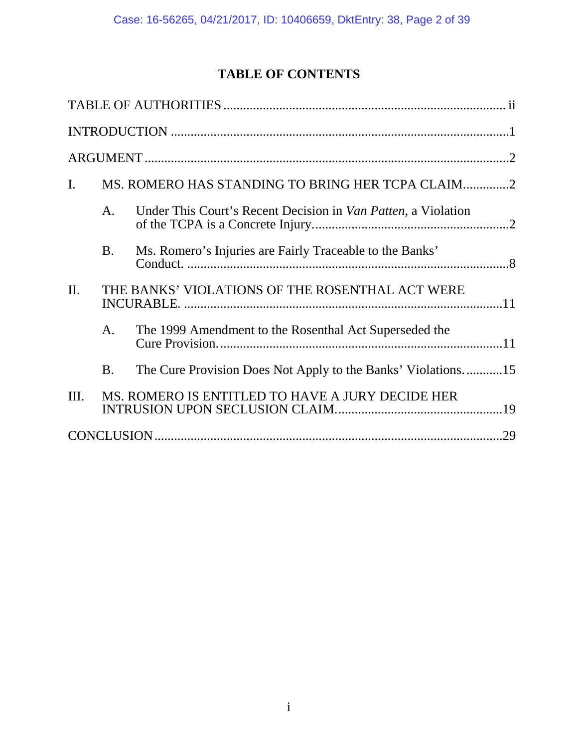# TABLE OF CONTENTS

TABLE OF AUTHORITIES .................................................................................... ii

INTRODUCTION ....................................................................................................1

ARGUMENT ............................................................................................................2

I. MS. ROMERO HAS STANDING TO BRING HER TCPA CLAIM.............2

- A. Under This Court's Recent Decision in *Van Patten*, a Violation of the TCPA is a Concrete Injury..........................................................2
- B. Ms. Romero's Injuries are Fairly Traceable to the Banks' Conduct. ................................................................................................8

II. THE BANKS' VIOLATIONS OF THE ROSENTHAL ACT WERE INCURABLE. ...............................................................................................11

- A. The 1999 Amendment to the Rosenthal Act Superseded the Cure Provision......................................................................................11
- B. The Cure Provision Does Not Apply to the Banks' Violations. ...........15

III. MS. ROMERO IS ENTITLED TO HAVE A JURY DECIDE HER INTRUSION UPON SECLUSION CLAIM..................................................19

CONCLUSION .......................................................................................................29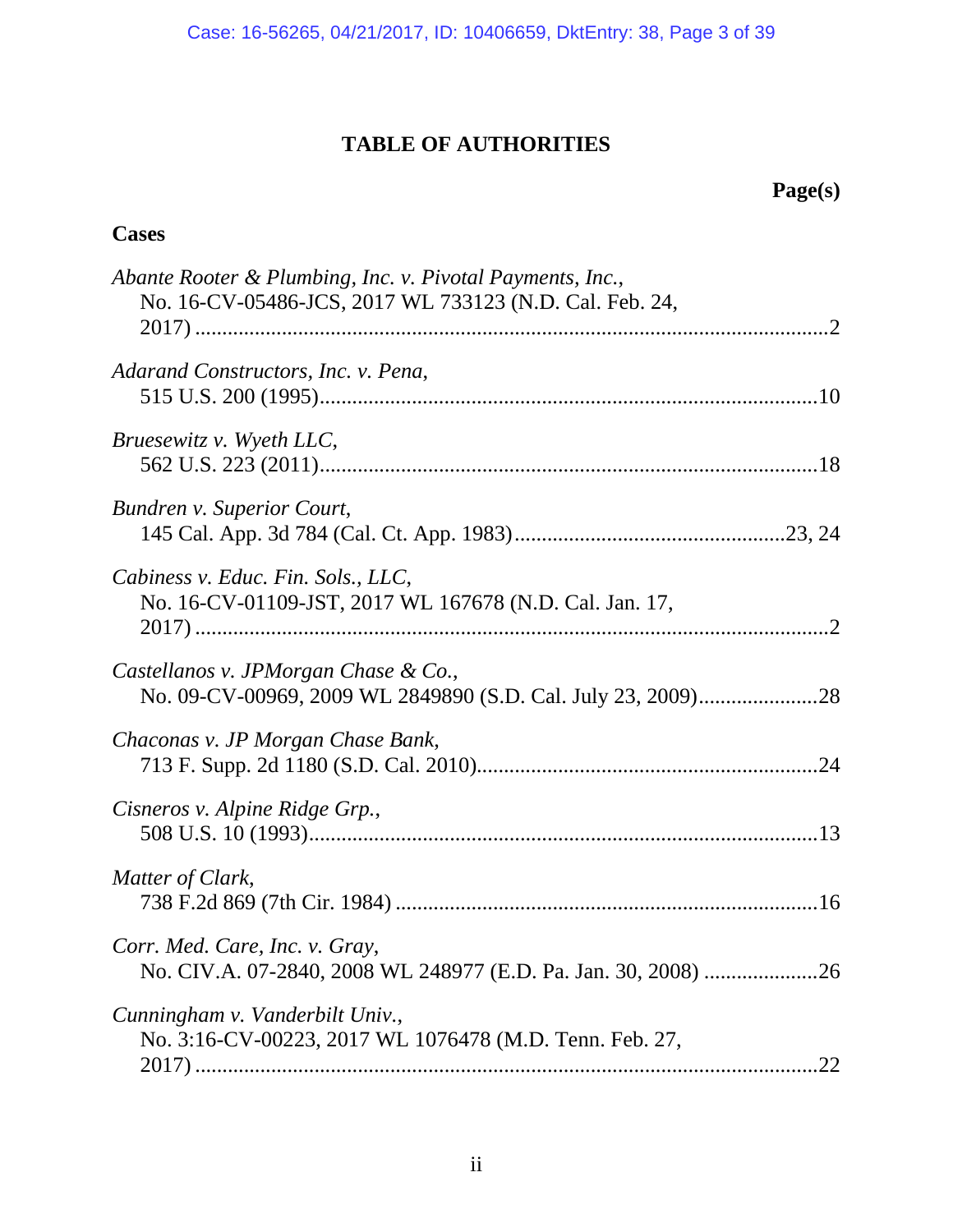# TABLE OF AUTHORITIES

**Page(s)**

**Cases**

*Abante Rooter & Plumbing, Inc. v. Pivotal Payments, Inc.*, No. 16-CV-05486-JCS, 2017 WL 733123 (N.D. Cal. Feb. 24, 2017) ....................................................................................................... 2

*Adarand Constructors, Inc. v. Pena*, 515 U.S. 200 (1995) ......................................................................................... 10

*Bruesewitz v. Wyeth LLC*, 562 U.S. 223 (2011) ......................................................................................... 18

*Bundren v. Superior Court*, 145 Cal. App. 3d 784 (Cal. Ct. App. 1983) ............................................... 23, 24

*Cabiness v. Educ. Fin. Sols., LLC*, No. 16-CV-01109-JST, 2017 WL 167678 (N.D. Cal. Jan. 17, 2017) ....................................................................................................... 2

*Castellanos v. JPMorgan Chase & Co.*, No. 09-CV-00969, 2009 WL 2849890 (S.D. Cal. July 23, 2009) ..................... 28

*Chaconas v. JP Morgan Chase Bank*, 713 F. Supp. 2d 1180 (S.D. Cal. 2010) .............................................................. 24

*Cisneros v. Alpine Ridge Grp.*, 508 U.S. 10 (1993) ............................................................................................ 13

*Matter of Clark*, 738 F.2d 869 (7th Cir. 1984) ............................................................................ 16

*Corr. Med. Care, Inc. v. Gray*, No. CIV.A. 07-2840, 2008 WL 248977 (E.D. Pa. Jan. 30, 2008) .................... 26

*Cunningham v. Vanderbilt Univ.*, No. 3:16-CV-00223, 2017 WL 1076478 (M.D. Tenn. Feb. 27, 2017) ....................................................................................................... 22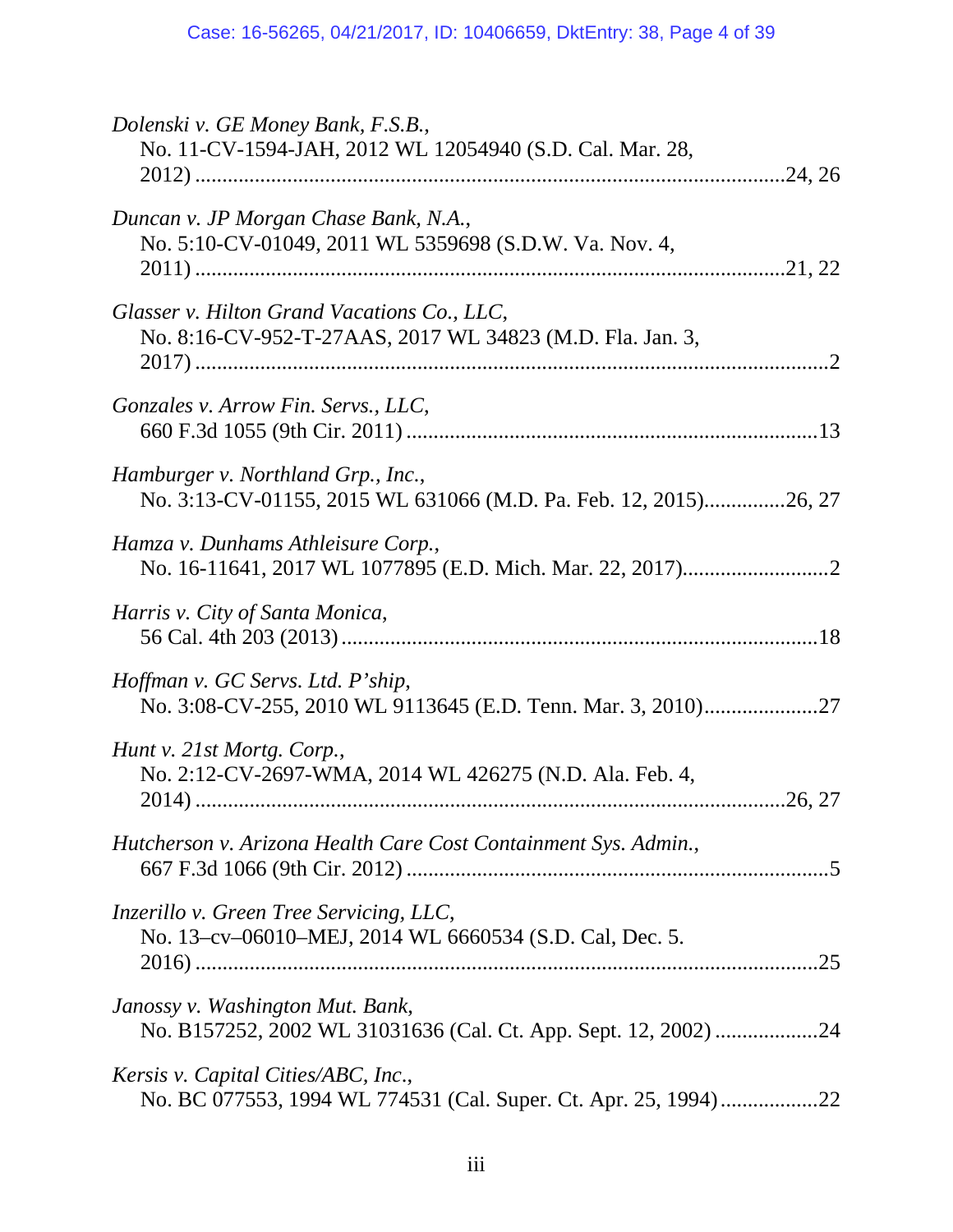*Dolenski v. GE Money Bank, F.S.B.*,
No. 11-CV-1594-JAH, 2012 WL 12054940 (S.D. Cal. Mar. 28, 2012) ....................................................................................................24, 26

*Duncan v. JP Morgan Chase Bank, N.A.*,
No. 5:10-CV-01049, 2011 WL 5359698 (S.D.W. Va. Nov. 4, 2011) ....................................................................................................21, 22

*Glasser v. Hilton Grand Vacations Co., LLC*,
No. 8:16-CV-952-T-27AAS, 2017 WL 34823 (M.D. Fla. Jan. 3, 2017) ..........................................................................................................2

*Gonzales v. Arrow Fin. Servs., LLC*,
660 F.3d 1055 (9th Cir. 2011) ..........................................................................13

*Hamburger v. Northland Grp., Inc.*,
No. 3:13-CV-01155, 2015 WL 631066 (M.D. Pa. Feb. 12, 2015)...............26, 27

*Hamza v. Dunhams Athleisure Corp.*,
No. 16-11641, 2017 WL 1077895 (E.D. Mich. Mar. 22, 2017)...........................2

*Harris v. City of Santa Monica*,
56 Cal. 4th 203 (2013) .......................................................................................18

*Hoffman v. GC Servs. Ltd. P'ship*,
No. 3:08-CV-255, 2010 WL 9113645 (E.D. Tenn. Mar. 3, 2010).....................27

*Hunt v. 21st Mortg. Corp.*,
No. 2:12-CV-2697-WMA, 2014 WL 426275 (N.D. Ala. Feb. 4, 2014) ....................................................................................................26, 27

*Hutcherson v. Arizona Health Care Cost Containment Sys. Admin.*,
667 F.3d 1066 (9th Cir. 2012) ..............................................................................5

*Inzerillo v. Green Tree Servicing, LLC*,
No. 13–cv–06010–MEJ, 2014 WL 6660534 (S.D. Cal, Dec. 5. 2016) ..........................................................................................................25

*Janossy v. Washington Mut. Bank*,
No. B157252, 2002 WL 31031636 (Cal. Ct. App. Sept. 12, 2002) ...................24

*Kersis v. Capital Cities/ABC, Inc.*,
No. BC 077553, 1994 WL 774531 (Cal. Super. Ct. Apr. 25, 1994) ..................22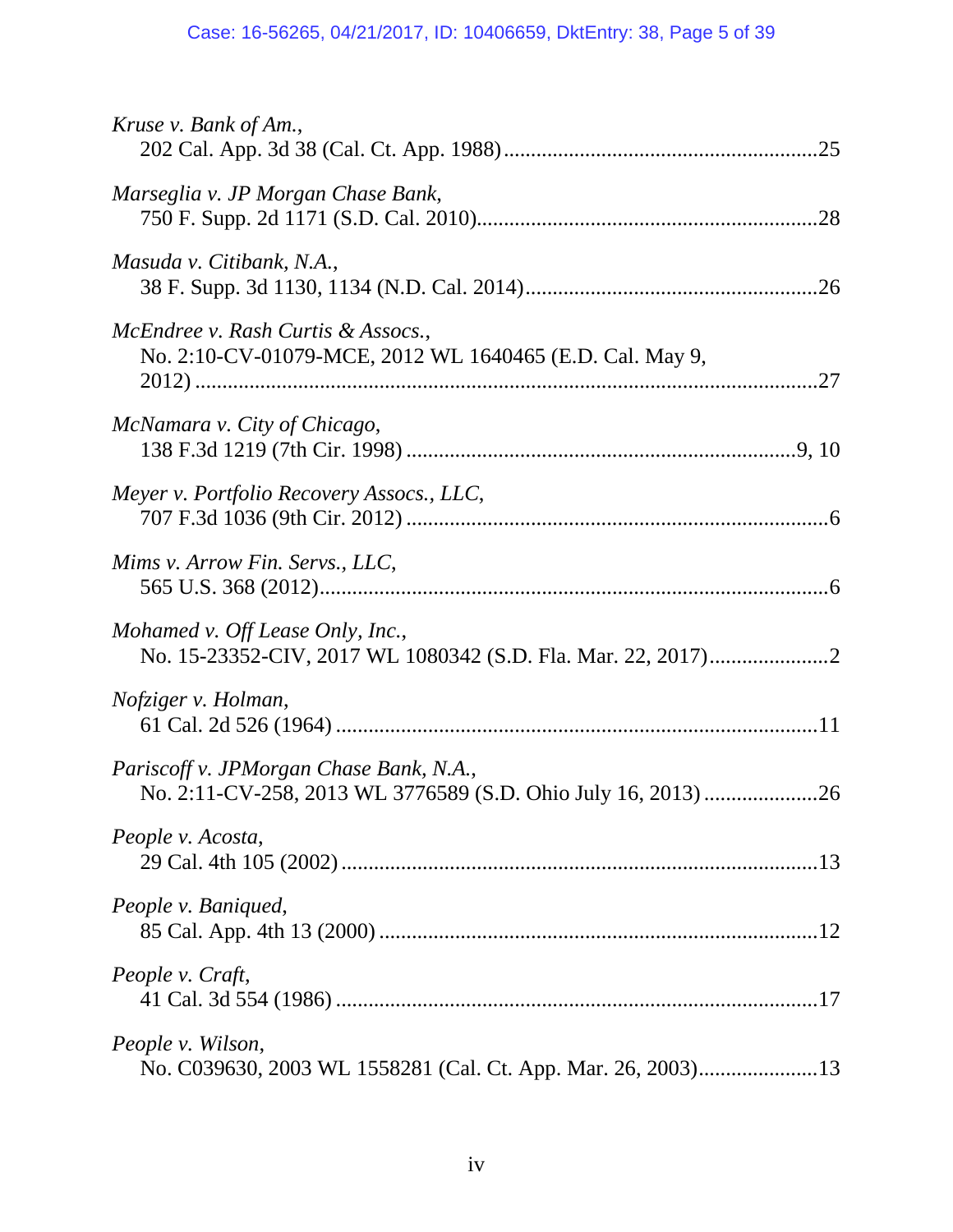*Kruse v. Bank of Am.*,
202 Cal. App. 3d 38 (Cal. Ct. App. 1988) ......................................................... 25

*Marseglia v. JP Morgan Chase Bank*,
750 F. Supp. 2d 1171 (S.D. Cal. 2010)............................................................. 28

*Masuda v. Citibank, N.A.*,
38 F. Supp. 3d 1130, 1134 (N.D. Cal. 2014)..................................................... 26

*McEndree v. Rash Curtis & Assocs.*,
No. 2:10-CV-01079-MCE, 2012 WL 1640465 (E.D. Cal. May 9, 2012) ................................................................................................................... 27

*McNamara v. City of Chicago*,
138 F.3d 1219 (7th Cir. 1998) ....................................................................... 9, 10

*Meyer v. Portfolio Recovery Assocs., LLC*,
707 F.3d 1036 (9th Cir. 2012) ............................................................................. 6

*Mims v. Arrow Fin. Servs., LLC*,
565 U.S. 368 (2012)............................................................................................ 6

*Mohamed v. Off Lease Only, Inc.*,
No. 15-23352-CIV, 2017 WL 1080342 (S.D. Fla. Mar. 22, 2017)..................... 2

*Nofziger v. Holman*,
61 Cal. 2d 526 (1964) ....................................................................................... 11

*Pariscoff v. JPMorgan Chase Bank, N.A.*,
No. 2:11-CV-258, 2013 WL 3776589 (S.D. Ohio July 16, 2013) .................... 26

*People v. Acosta*,
29 Cal. 4th 105 (2002) ...................................................................................... 13

*People v. Baniqued*,
85 Cal. App. 4th 13 (2000) ............................................................................... 12

*People v. Craft*,
41 Cal. 3d 554 (1986) ....................................................................................... 17

*People v. Wilson*,
No. C039630, 2003 WL 1558281 (Cal. Ct. App. Mar. 26, 2003)..................... 13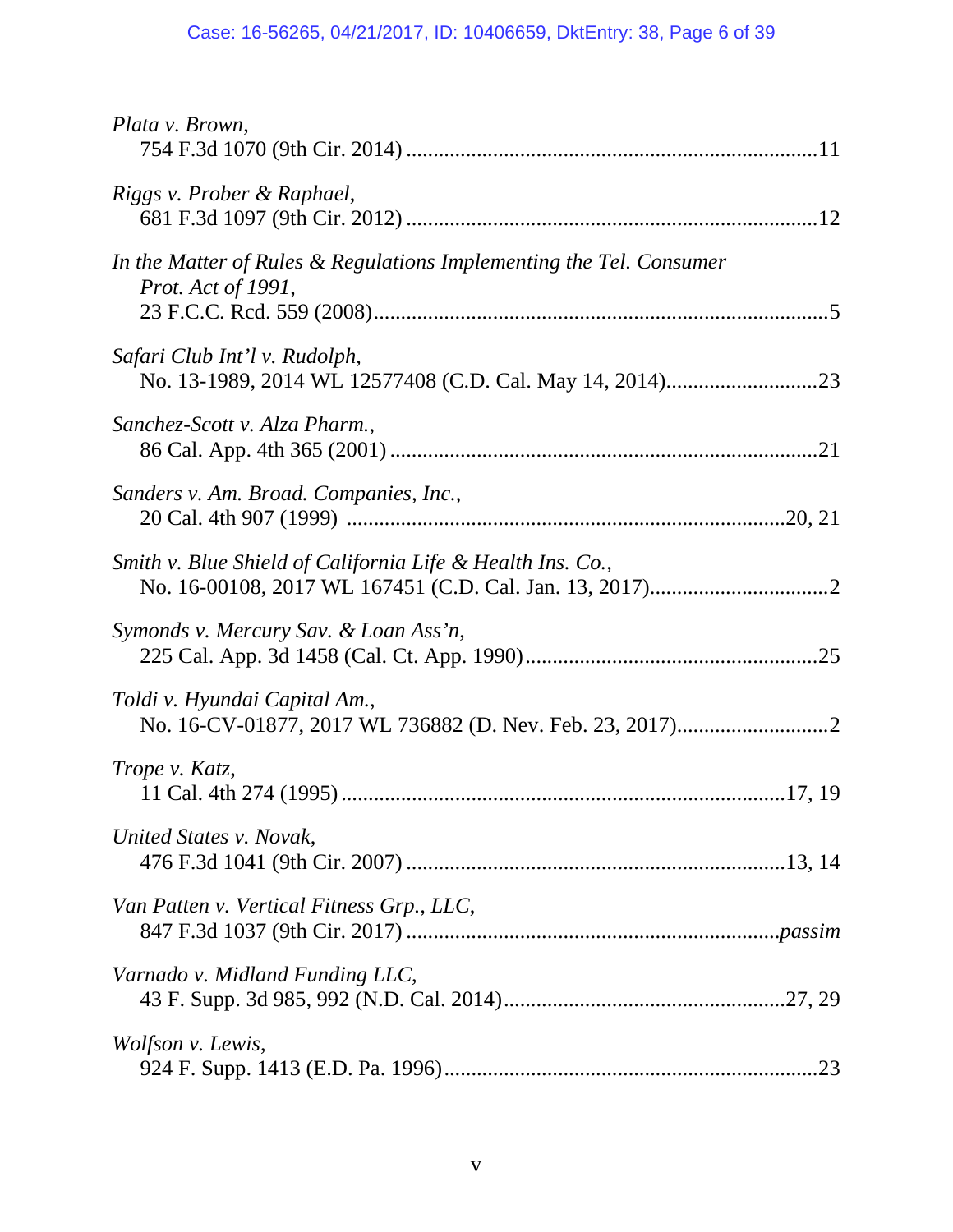*Plata v. Brown*,
754 F.3d 1070 (9th Cir. 2014) ....................................................................... 11

*Riggs v. Prober & Raphael*,
681 F.3d 1097 (9th Cir. 2012) ....................................................................... 12

*In the Matter of Rules & Regulations Implementing the Tel. Consumer Prot. Act of 1991*,
23 F.C.C. Rcd. 559 (2008)................................................................................. 5

*Safari Club Int'l v. Rudolph*,
No. 13-1989, 2014 WL 12577408 (C.D. Cal. May 14, 2014)........................... 23

*Sanchez-Scott v. Alza Pharm.*,
86 Cal. App. 4th 365 (2001) ............................................................................ 21

*Sanders v. Am. Broad. Companies, Inc.*,
20 Cal. 4th 907 (1999) ............................................................................. 20, 21

*Smith v. Blue Shield of California Life & Health Ins. Co.*,
No. 16-00108, 2017 WL 167451 (C.D. Cal. Jan. 13, 2017)................................ 2

*Symonds v. Mercury Sav. & Loan Ass'n*,
225 Cal. App. 3d 1458 (Cal. Ct. App. 1990).................................................... 25

*Toldi v. Hyundai Capital Am.*,
No. 16-CV-01877, 2017 WL 736882 (D. Nev. Feb. 23, 2017)........................... 2

*Trope v. Katz*,
11 Cal. 4th 274 (1995) ............................................................................. 17, 19

*United States v. Novak*,
476 F.3d 1041 (9th Cir. 2007) .................................................................. 13, 14

*Van Patten v. Vertical Fitness Grp., LLC*,
847 F.3d 1037 (9th Cir. 2017) ................................................................. *passim*

*Varnado v. Midland Funding LLC*,
43 F. Supp. 3d 985, 992 (N.D. Cal. 2014).................................................. 27, 29

*Wolfson v. Lewis*,
924 F. Supp. 1413 (E.D. Pa. 1996).................................................................. 23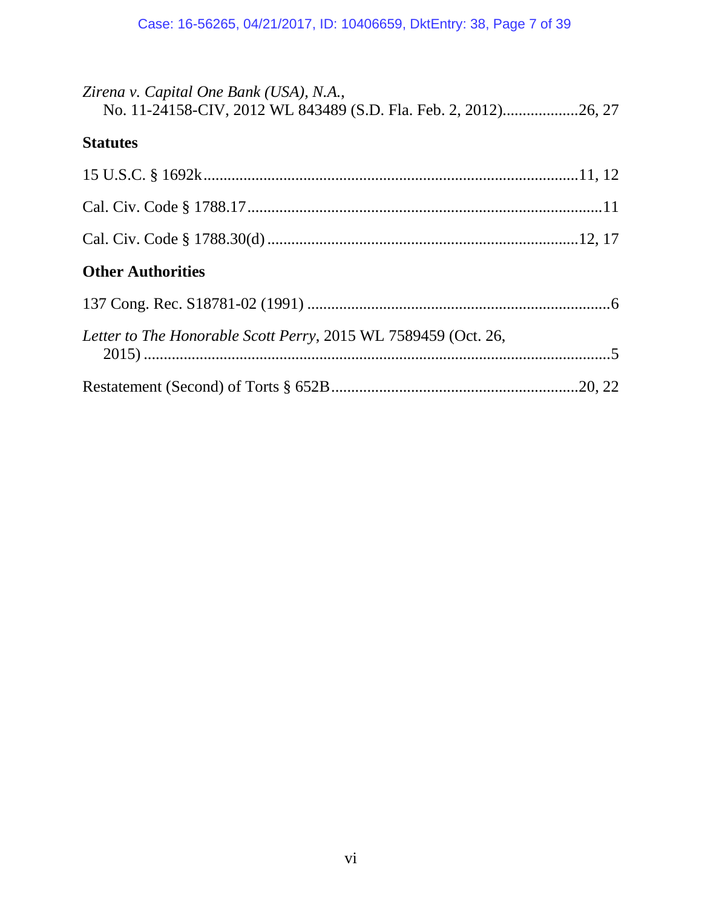*Zirena v. Capital One Bank (USA), N.A.*,
No. 11-24158-CIV, 2012 WL 843489 (S.D. Fla. Feb. 2, 2012)....................26, 27

## Statutes

15 U.S.C. § 1692k..........................................................................................11, 12

Cal. Civ. Code § 1788.17........................................................................................11

Cal. Civ. Code § 1788.30(d) .............................................................................12, 17

## Other Authorities

137 Cong. Rec. S18781-02 (1991) ...........................................................................6

*Letter to The Honorable Scott Perry*, 2015 WL 7589459 (Oct. 26, 2015) .....................................................................................................................5

Restatement (Second) of Torts § 652B.............................................................20, 22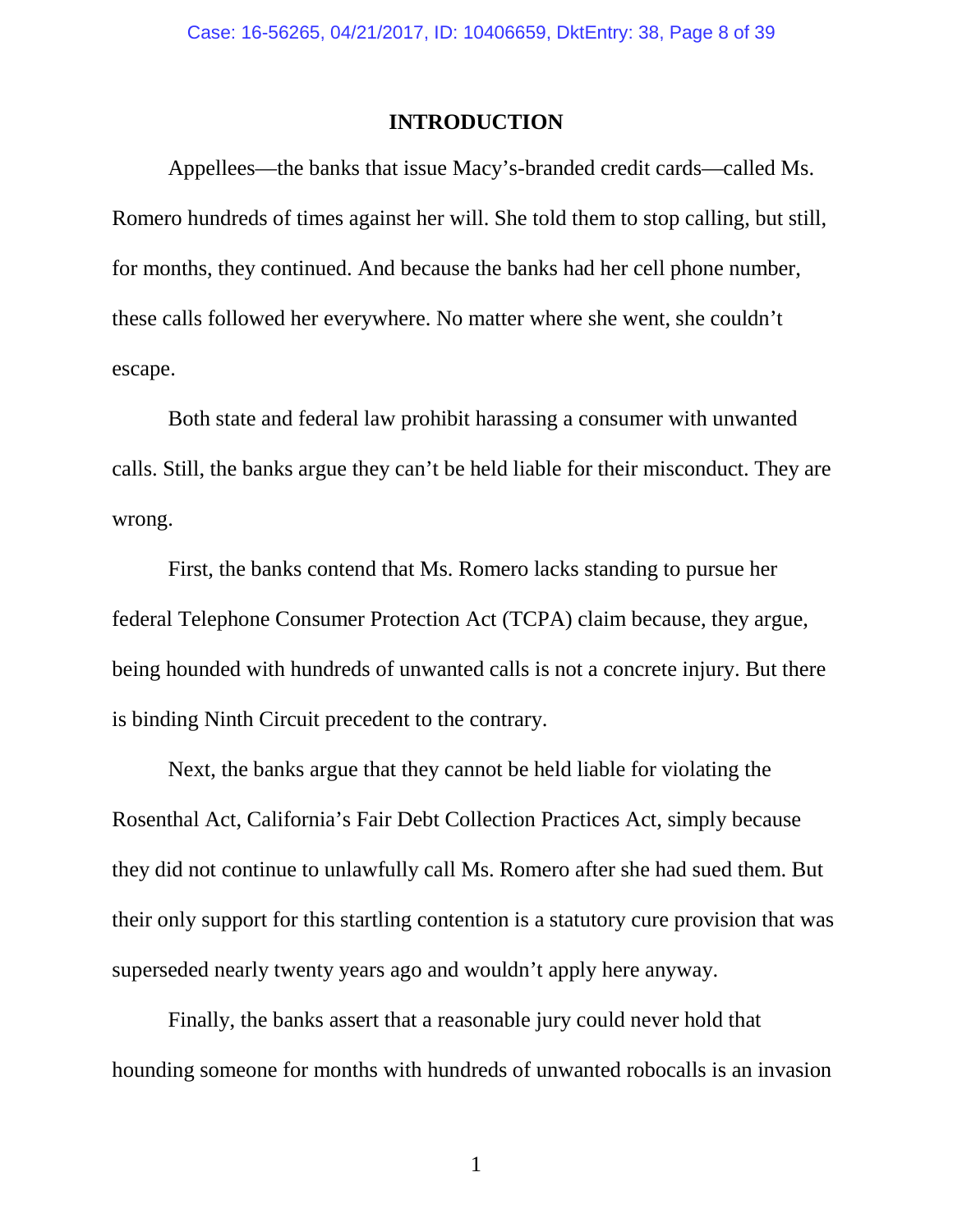## INTRODUCTION

Appellees—the banks that issue Macy's-branded credit cards—called Ms. Romero hundreds of times against her will. She told them to stop calling, but still, for months, they continued. And because the banks had her cell phone number, these calls followed her everywhere. No matter where she went, she couldn't escape.

Both state and federal law prohibit harassing a consumer with unwanted calls. Still, the banks argue they can't be held liable for their misconduct. They are wrong.

First, the banks contend that Ms. Romero lacks standing to pursue her federal Telephone Consumer Protection Act (TCPA) claim because, they argue, being hounded with hundreds of unwanted calls is not a concrete injury. But there is binding Ninth Circuit precedent to the contrary.

Next, the banks argue that they cannot be held liable for violating the Rosenthal Act, California's Fair Debt Collection Practices Act, simply because they did not continue to unlawfully call Ms. Romero after she had sued them. But their only support for this startling contention is a statutory cure provision that was superseded nearly twenty years ago and wouldn't apply here anyway.

Finally, the banks assert that a reasonable jury could never hold that hounding someone for months with hundreds of unwanted robocalls is an invasion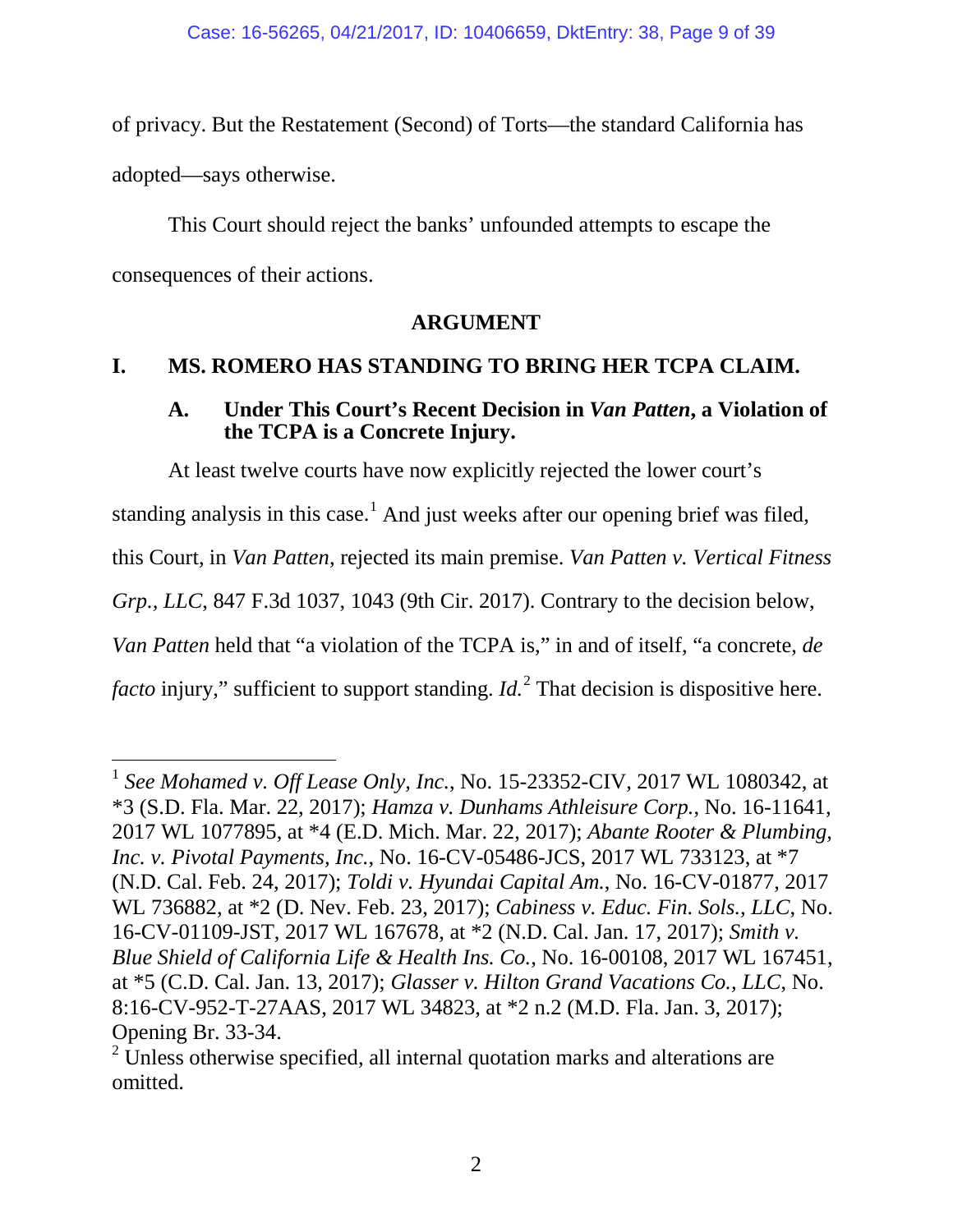of privacy. But the Restatement (Second) of Torts—the standard California has adopted—says otherwise.

This Court should reject the banks' unfounded attempts to escape the consequences of their actions.

## ARGUMENT

### I. MS. ROMERO HAS STANDING TO BRING HER TCPA CLAIM.

#### A. Under This Court's Recent Decision in *Van Patten*, a Violation of the TCPA is a Concrete Injury.

At least twelve courts have now explicitly rejected the lower court's standing analysis in this case.[1] And just weeks after our opening brief was filed, this Court, in *Van Patten*, rejected its main premise. *Van Patten v. Vertical Fitness Grp., LLC*, 847 F.3d 1037, 1043 (9th Cir. 2017). Contrary to the decision below, *Van Patten* held that "a violation of the TCPA is," in and of itself, "a concrete, *de facto* injury," sufficient to support standing. *Id.*[2] That decision is dispositive here.

---

[1] *See Mohamed v. Off Lease Only, Inc.*, No. 15-23352-CIV, 2017 WL 1080342, at *3 (S.D. Fla. Mar. 22, 2017); *Hamza v. Dunhams Athleisure Corp.*, No. 16-11641, 2017 WL 1077895, at *4 (E.D. Mich. Mar. 22, 2017); *Abante Rooter & Plumbing, Inc. v. Pivotal Payments, Inc.*, No. 16-CV-05486-JCS, 2017 WL 733123, at *7 (N.D. Cal. Feb. 24, 2017); *Toldi v. Hyundai Capital Am.*, No. 16-CV-01877, 2017 WL 736882, at *2 (D. Nev. Feb. 23, 2017); *Cabiness v. Educ. Fin. Sols., LLC*, No. 16-CV-01109-JST, 2017 WL 167678, at *2 (N.D. Cal. Jan. 17, 2017); *Smith v. Blue Shield of California Life & Health Ins. Co.*, No. 16-00108, 2017 WL 167451, at *5 (C.D. Cal. Jan. 13, 2017); *Glasser v. Hilton Grand Vacations Co., LLC*, No. 8:16-CV-952-T-27AAS, 2017 WL 34823, at *2 n.2 (M.D. Fla. Jan. 3, 2017); Opening Br. 33-34.

[2] Unless otherwise specified, all internal quotation marks and alterations are omitted.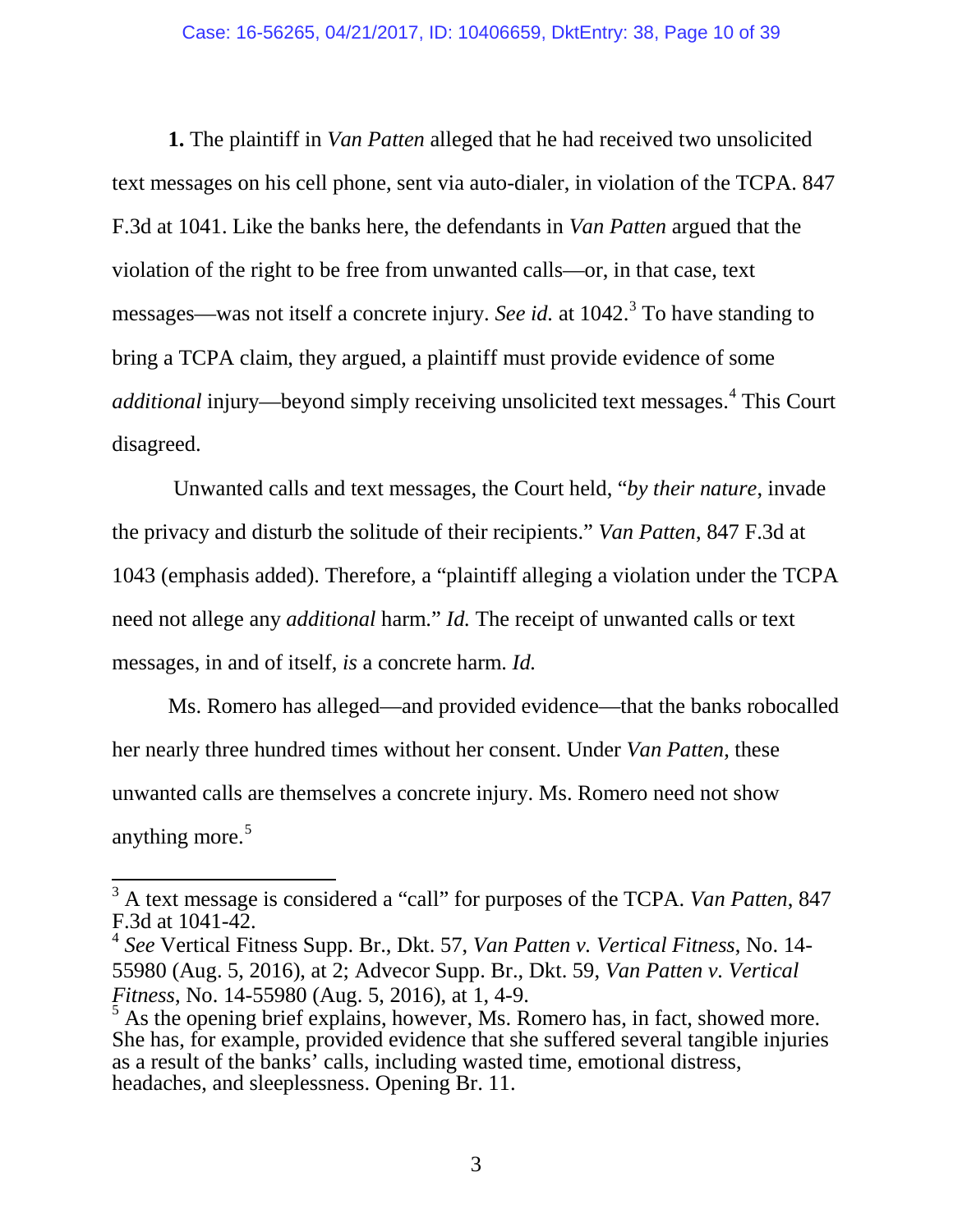**1.** The plaintiff in *Van Patten* alleged that he had received two unsolicited text messages on his cell phone, sent via auto-dialer, in violation of the TCPA. 847 F.3d at 1041. Like the banks here, the defendants in *Van Patten* argued that the violation of the right to be free from unwanted calls—or, in that case, text messages—was not itself a concrete injury. *See id.* at 1042.[3] To have standing to bring a TCPA claim, they argued, a plaintiff must provide evidence of some *additional* injury—beyond simply receiving unsolicited text messages.[4] This Court disagreed.

Unwanted calls and text messages, the Court held, "*by their nature*, invade the privacy and disturb the solitude of their recipients." *Van Patten*, 847 F.3d at 1043 (emphasis added). Therefore, a "plaintiff alleging a violation under the TCPA need not allege any *additional* harm." *Id.* The receipt of unwanted calls or text messages, in and of itself, *is* a concrete harm. *Id.*

Ms. Romero has alleged—and provided evidence—that the banks robocalled her nearly three hundred times without her consent. Under *Van Patten*, these unwanted calls are themselves a concrete injury. Ms. Romero need not show anything more.[5]

---

[3] A text message is considered a "call" for purposes of the TCPA. *Van Patten*, 847 F.3d at 1041-42.

[4] *See* Vertical Fitness Supp. Br., Dkt. 57, *Van Patten v. Vertical Fitness*, No. 14-55980 (Aug. 5, 2016), at 2; Advecor Supp. Br., Dkt. 59, *Van Patten v. Vertical Fitness*, No. 14-55980 (Aug. 5, 2016), at 1, 4-9.

[5] As the opening brief explains, however, Ms. Romero has, in fact, showed more. She has, for example, provided evidence that she suffered several tangible injuries as a result of the banks' calls, including wasted time, emotional distress, headaches, and sleeplessness. Opening Br. 11.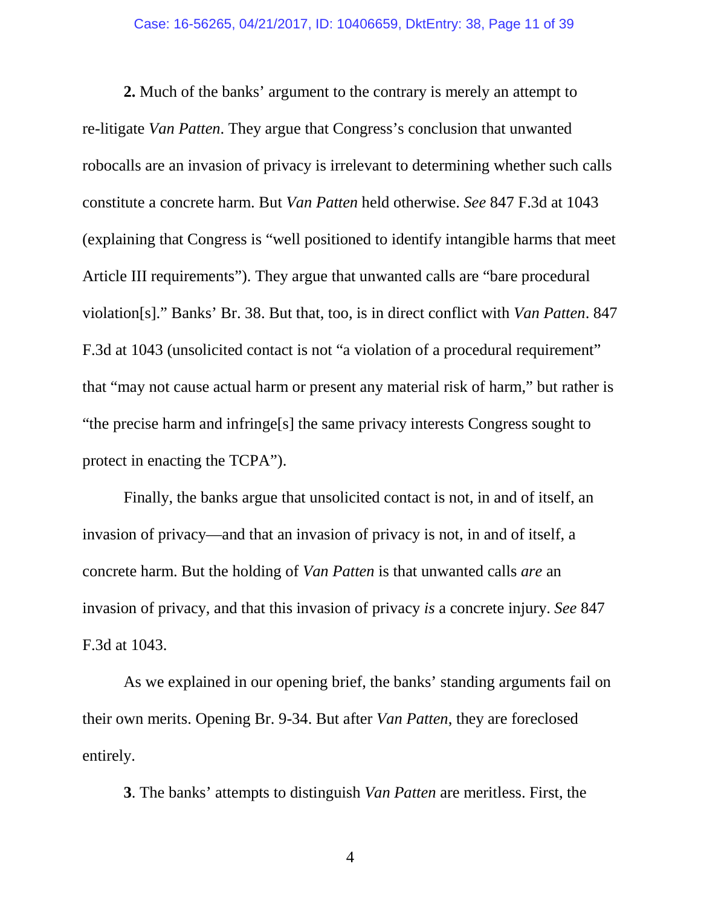**2.** Much of the banks' argument to the contrary is merely an attempt to re-litigate *Van Patten*. They argue that Congress's conclusion that unwanted robocalls are an invasion of privacy is irrelevant to determining whether such calls constitute a concrete harm. But *Van Patten* held otherwise. *See* 847 F.3d at 1043 (explaining that Congress is "well positioned to identify intangible harms that meet Article III requirements"). They argue that unwanted calls are "bare procedural violation[s]." Banks' Br. 38. But that, too, is in direct conflict with *Van Patten*. 847 F.3d at 1043 (unsolicited contact is not "a violation of a procedural requirement" that "may not cause actual harm or present any material risk of harm," but rather is "the precise harm and infringe[s] the same privacy interests Congress sought to protect in enacting the TCPA").

Finally, the banks argue that unsolicited contact is not, in and of itself, an invasion of privacy—and that an invasion of privacy is not, in and of itself, a concrete harm. But the holding of *Van Patten* is that unwanted calls *are* an invasion of privacy, and that this invasion of privacy *is* a concrete injury. *See* 847 F.3d at 1043.

As we explained in our opening brief, the banks' standing arguments fail on their own merits. Opening Br. 9-34. But after *Van Patten*, they are foreclosed entirely.

**3**. The banks' attempts to distinguish *Van Patten* are meritless. First, the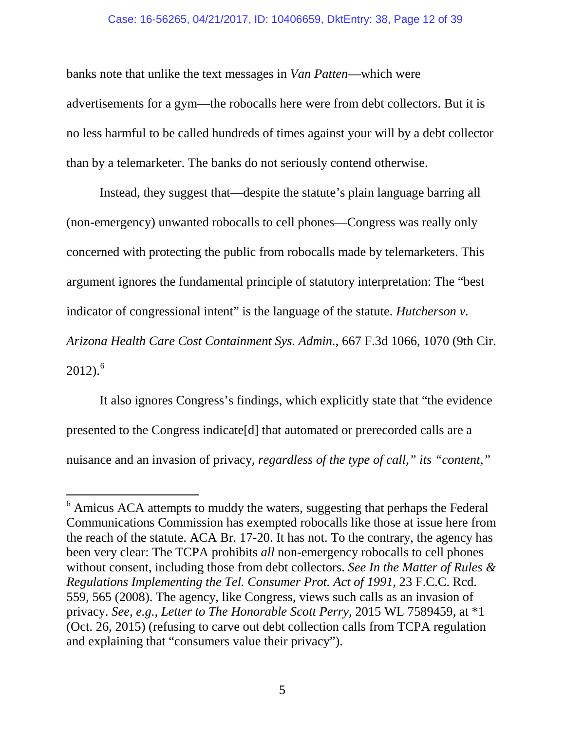banks note that unlike the text messages in *Van Patten*—which were advertisements for a gym—the robocalls here were from debt collectors. But it is no less harmful to be called hundreds of times against your will by a debt collector than by a telemarketer. The banks do not seriously contend otherwise.

Instead, they suggest that—despite the statute's plain language barring all (non-emergency) unwanted robocalls to cell phones—Congress was really only concerned with protecting the public from robocalls made by telemarketers. This argument ignores the fundamental principle of statutory interpretation: The "best indicator of congressional intent" is the language of the statute. *Hutcherson v. Arizona Health Care Cost Containment Sys. Admin.*, 667 F.3d 1066, 1070 (9th Cir. 2012).[6]

It also ignores Congress's findings, which explicitly state that "the evidence presented to the Congress indicate[d] that automated or prerecorded calls are a nuisance and an invasion of privacy, *regardless of the type of call," its "content,"*

---

[6] Amicus ACA attempts to muddy the waters, suggesting that perhaps the Federal Communications Commission has exempted robocalls like those at issue here from the reach of the statute. ACA Br. 17-20. It has not. To the contrary, the agency has been very clear: The TCPA prohibits *all* non-emergency robocalls to cell phones without consent, including those from debt collectors. *See In the Matter of Rules & Regulations Implementing the Tel. Consumer Prot. Act of 1991*, 23 F.C.C. Rcd. 559, 565 (2008). The agency, like Congress, views such calls as an invasion of privacy. *See, e.g.*, *Letter to The Honorable Scott Perry*, 2015 WL 7589459, at *1 (Oct. 26, 2015) (refusing to carve out debt collection calls from TCPA regulation and explaining that "consumers value their privacy").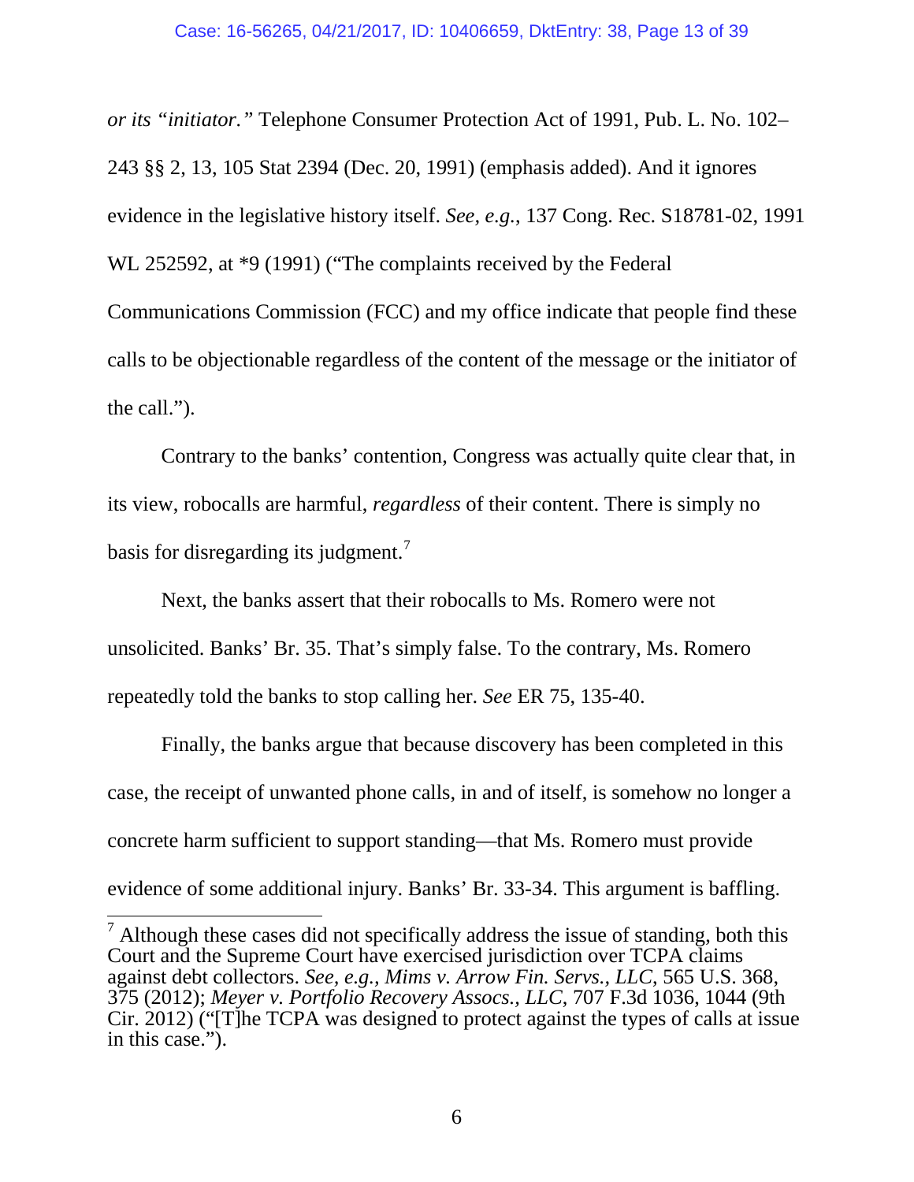*or its "initiator."* Telephone Consumer Protection Act of 1991, Pub. L. No. 102–243 §§ 2, 13, 105 Stat 2394 (Dec. 20, 1991) (emphasis added). And it ignores evidence in the legislative history itself. *See, e.g.*, 137 Cong. Rec. S18781-02, 1991 WL 252592, at *9 (1991) ("The complaints received by the Federal Communications Commission (FCC) and my office indicate that people find these calls to be objectionable regardless of the content of the message or the initiator of the call.").

Contrary to the banks' contention, Congress was actually quite clear that, in its view, robocalls are harmful, *regardless* of their content. There is simply no basis for disregarding its judgment.[7]

Next, the banks assert that their robocalls to Ms. Romero were not unsolicited. Banks' Br. 35. That's simply false. To the contrary, Ms. Romero repeatedly told the banks to stop calling her. *See* ER 75, 135-40.

Finally, the banks argue that because discovery has been completed in this case, the receipt of unwanted phone calls, in and of itself, is somehow no longer a concrete harm sufficient to support standing—that Ms. Romero must provide evidence of some additional injury. Banks' Br. 33-34. This argument is baffling.

---

[7] Although these cases did not specifically address the issue of standing, both this Court and the Supreme Court have exercised jurisdiction over TCPA claims against debt collectors. *See, e.g.*, *Mims v. Arrow Fin. Servs., LLC*, 565 U.S. 368, 375 (2012); *Meyer v. Portfolio Recovery Assocs., LLC*, 707 F.3d 1036, 1044 (9th Cir. 2012) ("[T]he TCPA was designed to protect against the types of calls at issue in this case.").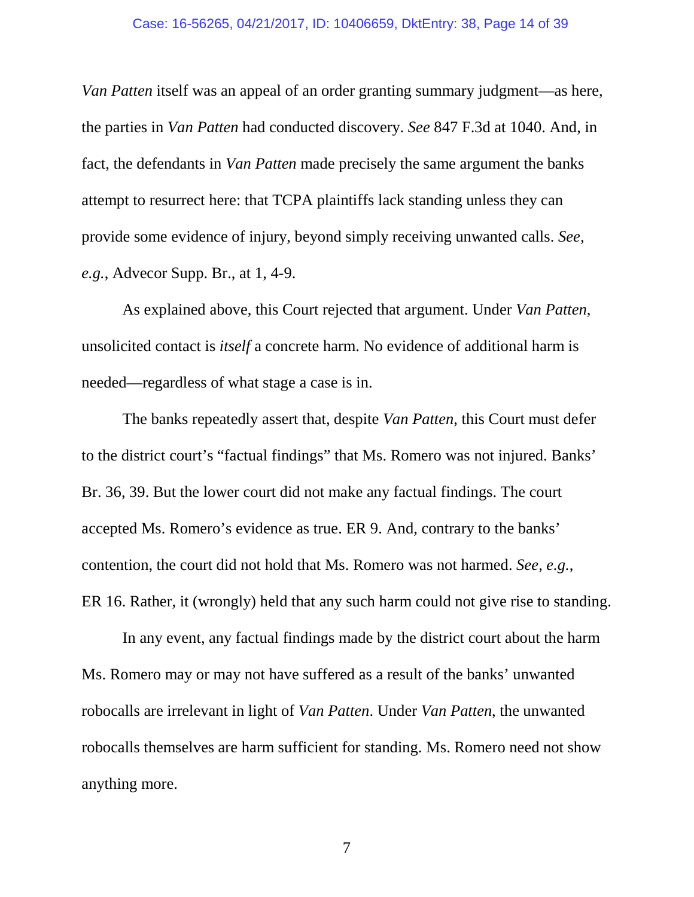*Van Patten* itself was an appeal of an order granting summary judgment—as here, the parties in *Van Patten* had conducted discovery. *See* 847 F.3d at 1040. And, in fact, the defendants in *Van Patten* made precisely the same argument the banks attempt to resurrect here: that TCPA plaintiffs lack standing unless they can provide some evidence of injury, beyond simply receiving unwanted calls. *See, e.g.*, Advecor Supp. Br., at 1, 4-9.

As explained above, this Court rejected that argument. Under *Van Patten*, unsolicited contact is *itself* a concrete harm. No evidence of additional harm is needed—regardless of what stage a case is in.

The banks repeatedly assert that, despite *Van Patten*, this Court must defer to the district court's "factual findings" that Ms. Romero was not injured. Banks' Br. 36, 39. But the lower court did not make any factual findings. The court accepted Ms. Romero's evidence as true. ER 9. And, contrary to the banks' contention, the court did not hold that Ms. Romero was not harmed. *See, e.g.*, ER 16. Rather, it (wrongly) held that any such harm could not give rise to standing.

In any event, any factual findings made by the district court about the harm Ms. Romero may or may not have suffered as a result of the banks' unwanted robocalls are irrelevant in light of *Van Patten*. Under *Van Patten*, the unwanted robocalls themselves are harm sufficient for standing. Ms. Romero need not show anything more.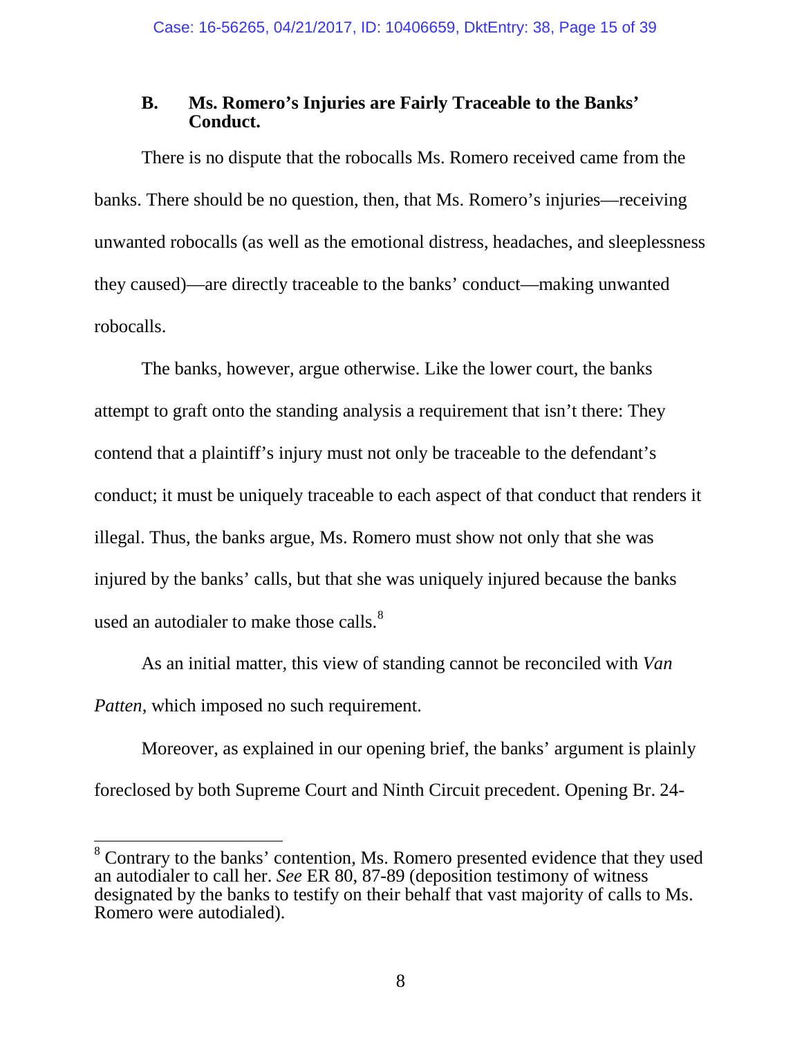### B. Ms. Romero's Injuries are Fairly Traceable to the Banks' Conduct.

There is no dispute that the robocalls Ms. Romero received came from the banks. There should be no question, then, that Ms. Romero's injuries—receiving unwanted robocalls (as well as the emotional distress, headaches, and sleeplessness they caused)—are directly traceable to the banks' conduct—making unwanted robocalls.

The banks, however, argue otherwise. Like the lower court, the banks attempt to graft onto the standing analysis a requirement that isn't there: They contend that a plaintiff's injury must not only be traceable to the defendant's conduct; it must be uniquely traceable to each aspect of that conduct that renders it illegal. Thus, the banks argue, Ms. Romero must show not only that she was injured by the banks' calls, but that she was uniquely injured because the banks used an autodialer to make those calls.[8]

As an initial matter, this view of standing cannot be reconciled with *Van Patten*, which imposed no such requirement.

Moreover, as explained in our opening brief, the banks' argument is plainly foreclosed by both Supreme Court and Ninth Circuit precedent. Opening Br. 24-

[8] Contrary to the banks' contention, Ms. Romero presented evidence that they used an autodialer to call her. *See* ER 80, 87-89 (deposition testimony of witness designated by the banks to testify on their behalf that vast majority of calls to Ms. Romero were autodialed).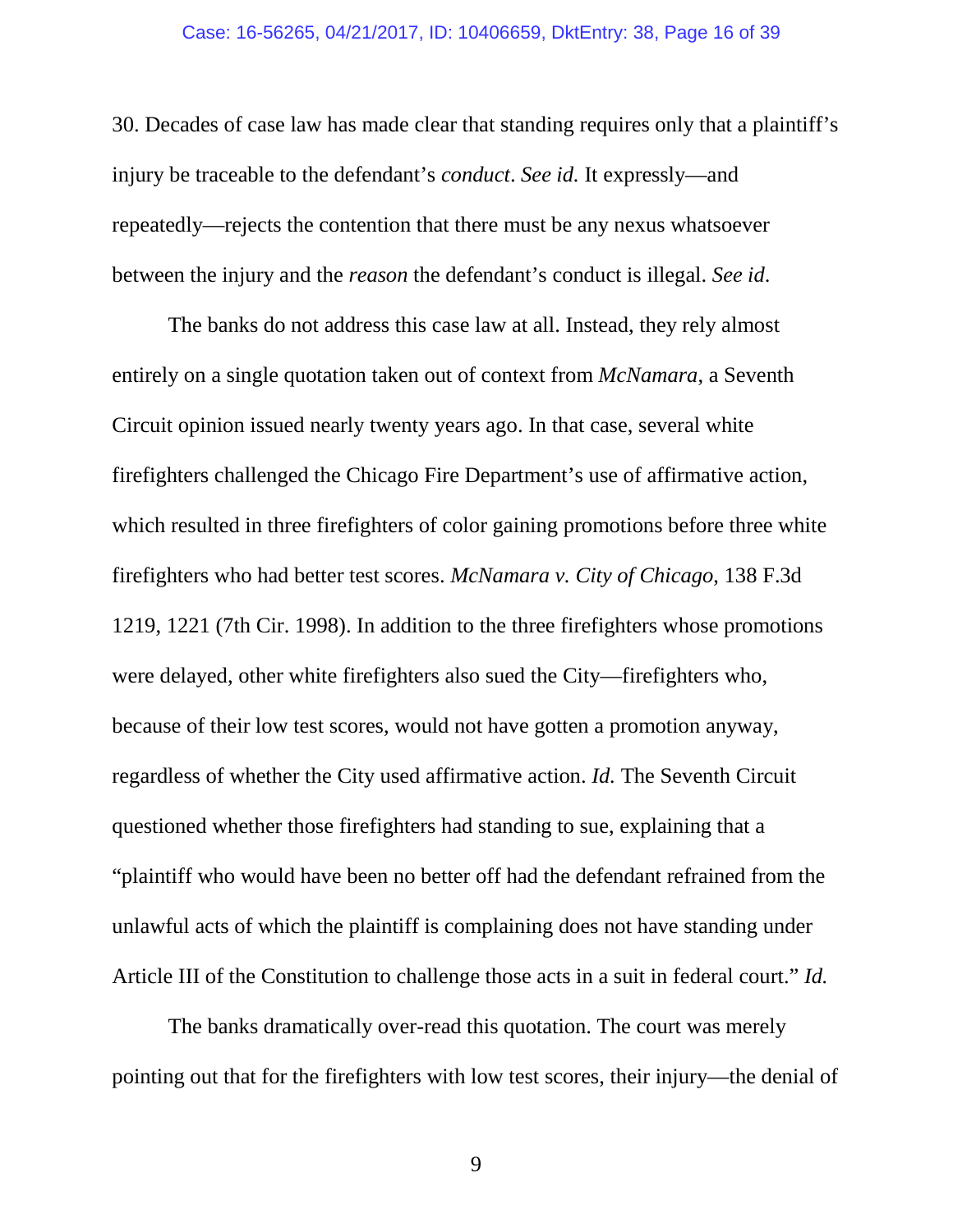30. Decades of case law has made clear that standing requires only that a plaintiff's injury be traceable to the defendant's *conduct*. *See id.* It expressly—and repeatedly—rejects the contention that there must be any nexus whatsoever between the injury and the *reason* the defendant's conduct is illegal. *See id*.

The banks do not address this case law at all. Instead, they rely almost entirely on a single quotation taken out of context from *McNamara*, a Seventh Circuit opinion issued nearly twenty years ago. In that case, several white firefighters challenged the Chicago Fire Department's use of affirmative action, which resulted in three firefighters of color gaining promotions before three white firefighters who had better test scores. *McNamara v. City of Chicago*, 138 F.3d 1219, 1221 (7th Cir. 1998). In addition to the three firefighters whose promotions were delayed, other white firefighters also sued the City—firefighters who, because of their low test scores, would not have gotten a promotion anyway, regardless of whether the City used affirmative action. *Id.* The Seventh Circuit questioned whether those firefighters had standing to sue, explaining that a "plaintiff who would have been no better off had the defendant refrained from the unlawful acts of which the plaintiff is complaining does not have standing under Article III of the Constitution to challenge those acts in a suit in federal court." *Id.*

The banks dramatically over-read this quotation. The court was merely pointing out that for the firefighters with low test scores, their injury—the denial of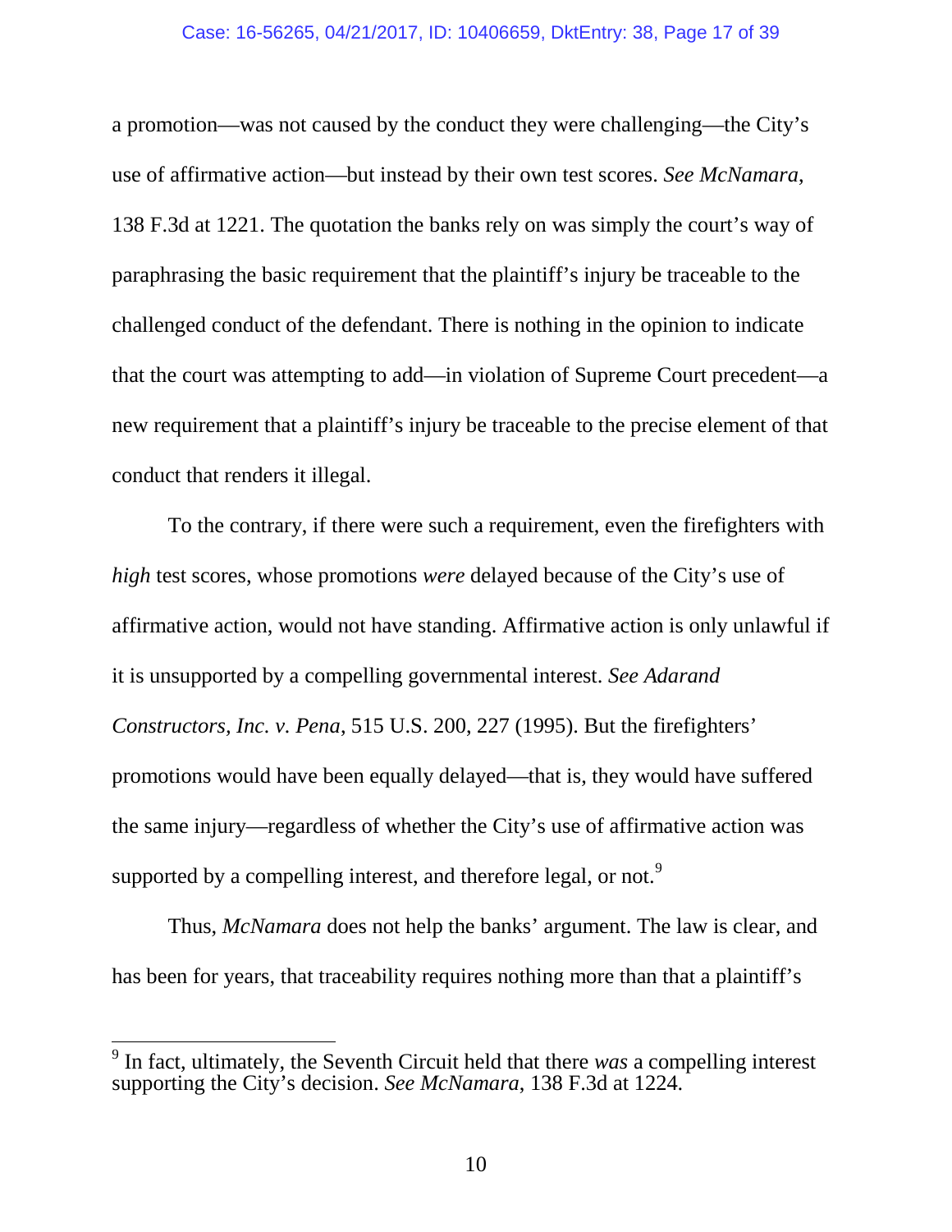a promotion—was not caused by the conduct they were challenging—the City's use of affirmative action—but instead by their own test scores. *See McNamara*, 138 F.3d at 1221. The quotation the banks rely on was simply the court's way of paraphrasing the basic requirement that the plaintiff's injury be traceable to the challenged conduct of the defendant. There is nothing in the opinion to indicate that the court was attempting to add—in violation of Supreme Court precedent—a new requirement that a plaintiff's injury be traceable to the precise element of that conduct that renders it illegal.

To the contrary, if there were such a requirement, even the firefighters with *high* test scores, whose promotions *were* delayed because of the City's use of affirmative action, would not have standing. Affirmative action is only unlawful if it is unsupported by a compelling governmental interest. *See Adarand Constructors, Inc. v. Pena*, 515 U.S. 200, 227 (1995). But the firefighters' promotions would have been equally delayed—that is, they would have suffered the same injury—regardless of whether the City's use of affirmative action was supported by a compelling interest, and therefore legal, or not.[9]

Thus, *McNamara* does not help the banks' argument. The law is clear, and has been for years, that traceability requires nothing more than that a plaintiff's

[9] In fact, ultimately, the Seventh Circuit held that there *was* a compelling interest supporting the City's decision. *See McNamara*, 138 F.3d at 1224.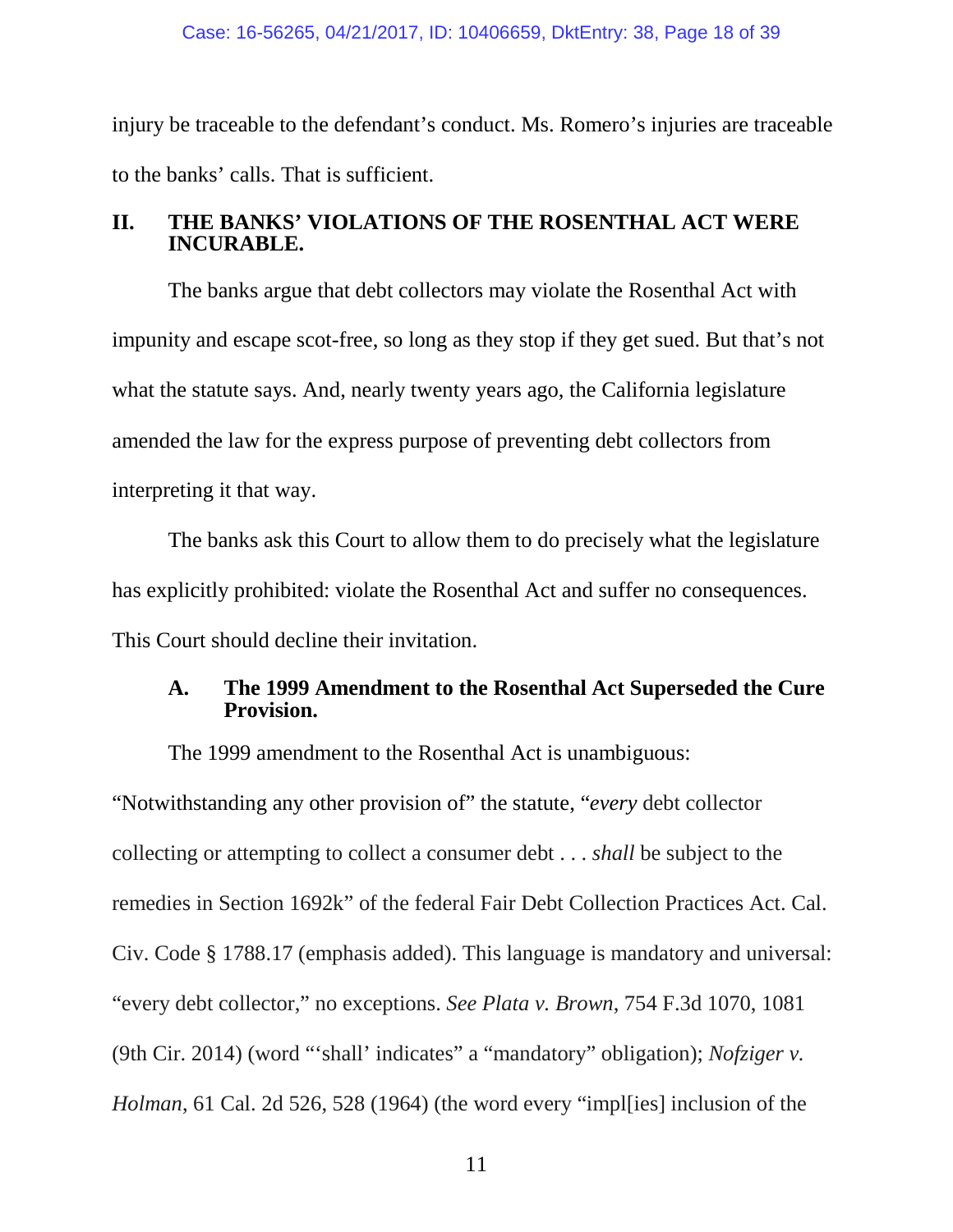injury be traceable to the defendant's conduct. Ms. Romero's injuries are traceable to the banks' calls. That is sufficient.

## II. THE BANKS' VIOLATIONS OF THE ROSENTHAL ACT WERE INCURABLE.

The banks argue that debt collectors may violate the Rosenthal Act with impunity and escape scot-free, so long as they stop if they get sued. But that's not what the statute says. And, nearly twenty years ago, the California legislature amended the law for the express purpose of preventing debt collectors from interpreting it that way.

The banks ask this Court to allow them to do precisely what the legislature has explicitly prohibited: violate the Rosenthal Act and suffer no consequences. This Court should decline their invitation.

### A. The 1999 Amendment to the Rosenthal Act Superseded the Cure Provision.

The 1999 amendment to the Rosenthal Act is unambiguous: "Notwithstanding any other provision of" the statute, "*every* debt collector collecting or attempting to collect a consumer debt . . . *shall* be subject to the remedies in Section 1692k" of the federal Fair Debt Collection Practices Act. Cal. Civ. Code § 1788.17 (emphasis added). This language is mandatory and universal: "every debt collector," no exceptions. *See Plata v. Brown*, 754 F.3d 1070, 1081 (9th Cir. 2014) (word "'shall' indicates" a "mandatory" obligation); *Nofziger v. Holman*, 61 Cal. 2d 526, 528 (1964) (the word every "impl[ies] inclusion of the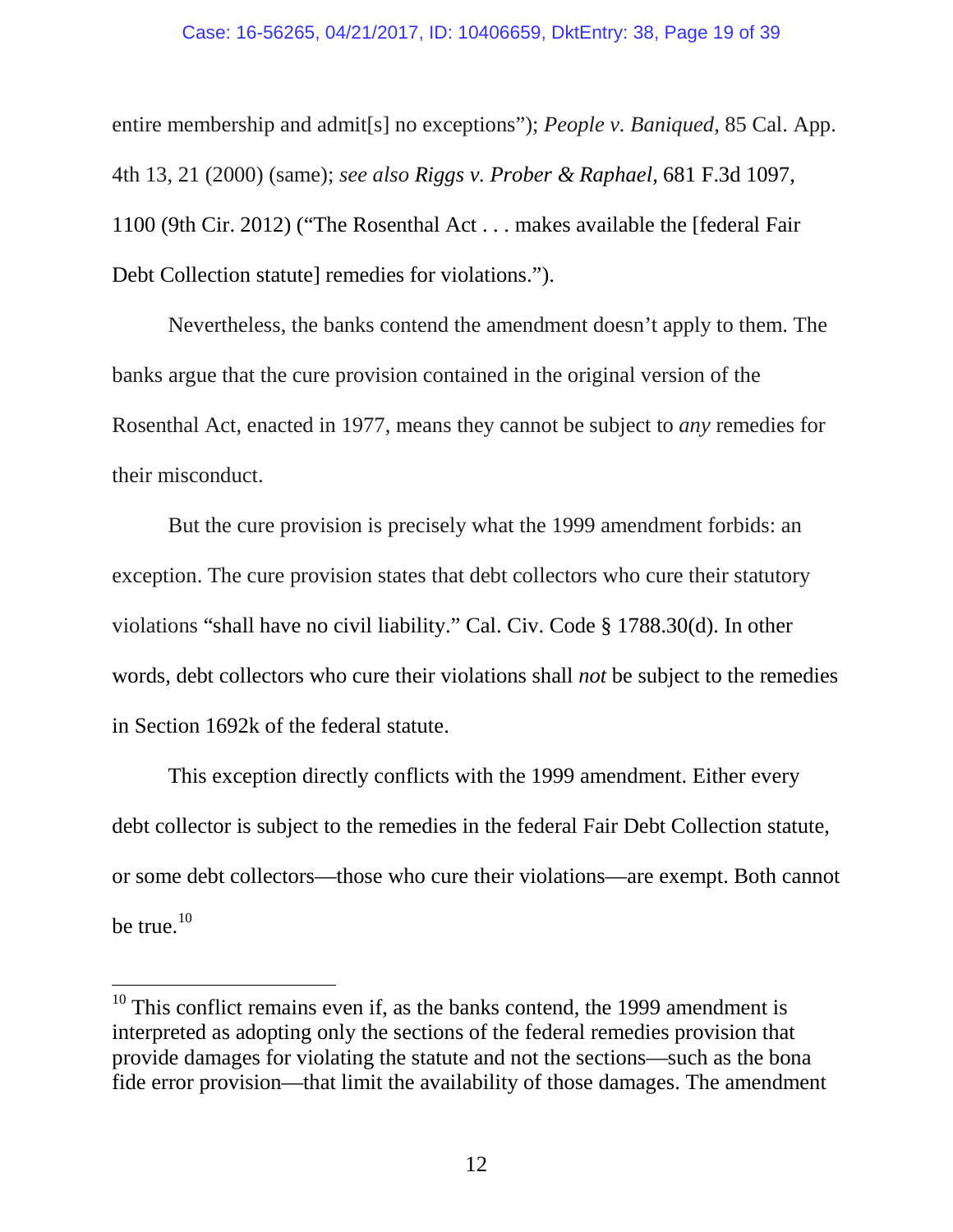entire membership and admit[s] no exceptions"); *People v. Baniqued*, 85 Cal. App. 4th 13, 21 (2000) (same); *see also Riggs v. Prober & Raphael*, 681 F.3d 1097, 1100 (9th Cir. 2012) ("The Rosenthal Act . . . makes available the [federal Fair Debt Collection statute] remedies for violations.").

Nevertheless, the banks contend the amendment doesn't apply to them. The banks argue that the cure provision contained in the original version of the Rosenthal Act, enacted in 1977, means they cannot be subject to *any* remedies for their misconduct.

But the cure provision is precisely what the 1999 amendment forbids: an exception. The cure provision states that debt collectors who cure their statutory violations "shall have no civil liability." Cal. Civ. Code § 1788.30(d). In other words, debt collectors who cure their violations shall *not* be subject to the remedies in Section 1692k of the federal statute.

This exception directly conflicts with the 1999 amendment. Either every debt collector is subject to the remedies in the federal Fair Debt Collection statute, or some debt collectors—those who cure their violations—are exempt. Both cannot be true.[10]

---

[10] This conflict remains even if, as the banks contend, the 1999 amendment is interpreted as adopting only the sections of the federal remedies provision that provide damages for violating the statute and not the sections—such as the bona fide error provision—that limit the availability of those damages. The amendment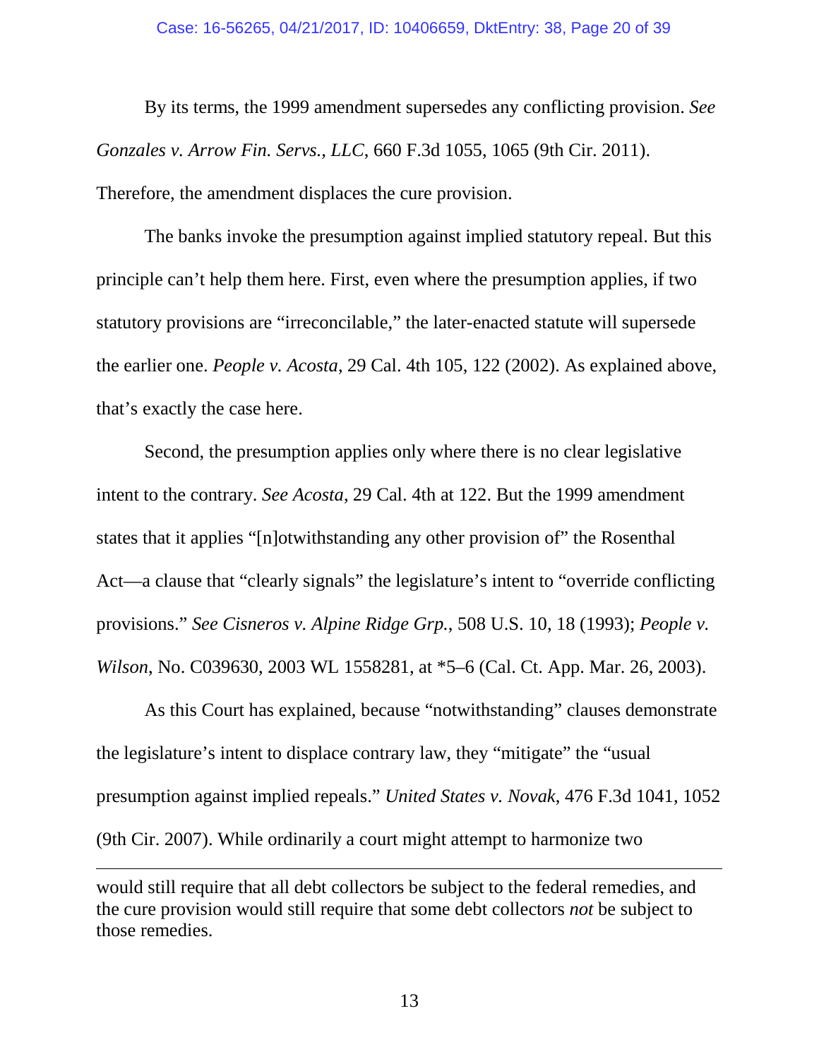By its terms, the 1999 amendment supersedes any conflicting provision. *See Gonzales v. Arrow Fin. Servs., LLC*, 660 F.3d 1055, 1065 (9th Cir. 2011). Therefore, the amendment displaces the cure provision.

The banks invoke the presumption against implied statutory repeal. But this principle can't help them here. First, even where the presumption applies, if two statutory provisions are "irreconcilable," the later-enacted statute will supersede the earlier one. *People v. Acosta*, 29 Cal. 4th 105, 122 (2002). As explained above, that's exactly the case here.

Second, the presumption applies only where there is no clear legislative intent to the contrary. *See Acosta*, 29 Cal. 4th at 122. But the 1999 amendment states that it applies "[n]otwithstanding any other provision of" the Rosenthal Act—a clause that "clearly signals" the legislature's intent to "override conflicting provisions." *See Cisneros v. Alpine Ridge Grp.*, 508 U.S. 10, 18 (1993); *People v. Wilson*, No. C039630, 2003 WL 1558281, at *5–6 (Cal. Ct. App. Mar. 26, 2003).

As this Court has explained, because "notwithstanding" clauses demonstrate the legislature's intent to displace contrary law, they "mitigate" the "usual presumption against implied repeals." *United States v. Novak*, 476 F.3d 1041, 1052 (9th Cir. 2007). While ordinarily a court might attempt to harmonize two

---

would still require that all debt collectors be subject to the federal remedies, and the cure provision would still require that some debt collectors *not* be subject to those remedies.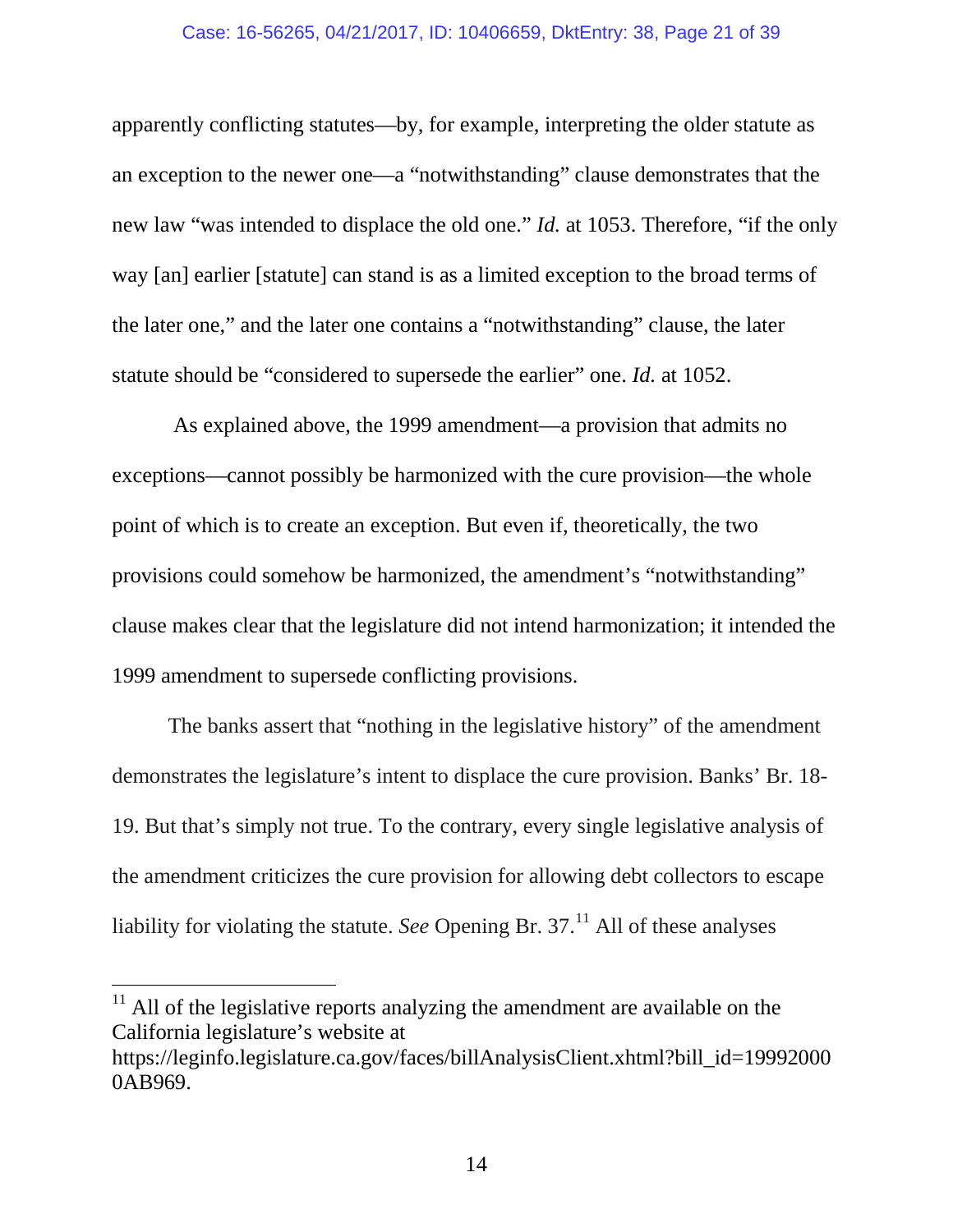apparently conflicting statutes—by, for example, interpreting the older statute as an exception to the newer one—a "notwithstanding" clause demonstrates that the new law "was intended to displace the old one." *Id.* at 1053. Therefore, "if the only way [an] earlier [statute] can stand is as a limited exception to the broad terms of the later one," and the later one contains a "notwithstanding" clause, the later statute should be "considered to supersede the earlier" one. *Id.* at 1052.

As explained above, the 1999 amendment—a provision that admits no exceptions—cannot possibly be harmonized with the cure provision—the whole point of which is to create an exception. But even if, theoretically, the two provisions could somehow be harmonized, the amendment's "notwithstanding" clause makes clear that the legislature did not intend harmonization; it intended the 1999 amendment to supersede conflicting provisions.

The banks assert that "nothing in the legislative history" of the amendment demonstrates the legislature's intent to displace the cure provision. Banks' Br. 18-19. But that's simply not true. To the contrary, every single legislative analysis of the amendment criticizes the cure provision for allowing debt collectors to escape liability for violating the statute. *See* Opening Br. 37.[11] All of these analyses

---

[11] All of the legislative reports analyzing the amendment are available on the California legislature's website at https://leginfo.legislature.ca.gov/faces/billAnalysisClient.xhtml?bill_id=199920000AB969.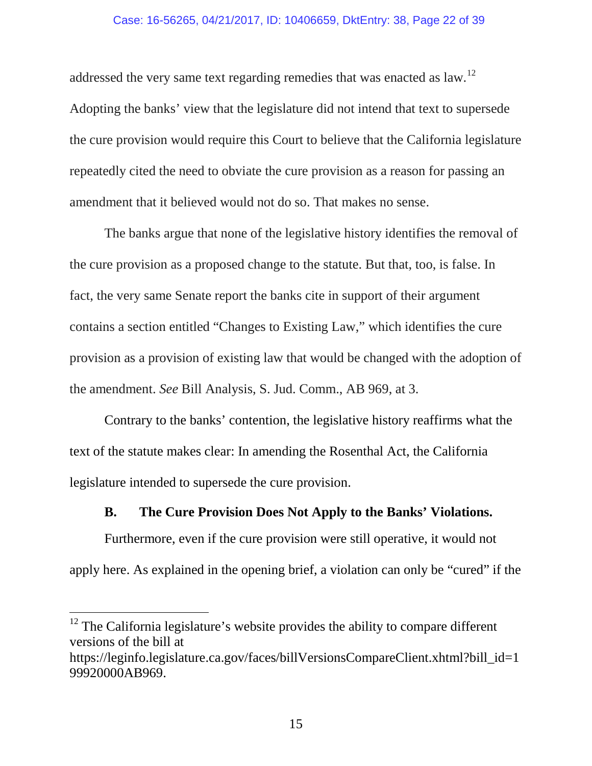addressed the very same text regarding remedies that was enacted as law.[12] Adopting the banks' view that the legislature did not intend that text to supersede the cure provision would require this Court to believe that the California legislature repeatedly cited the need to obviate the cure provision as a reason for passing an amendment that it believed would not do so. That makes no sense.

The banks argue that none of the legislative history identifies the removal of the cure provision as a proposed change to the statute. But that, too, is false. In fact, the very same Senate report the banks cite in support of their argument contains a section entitled "Changes to Existing Law," which identifies the cure provision as a provision of existing law that would be changed with the adoption of the amendment. *See* Bill Analysis, S. Jud. Comm., AB 969, at 3.

Contrary to the banks' contention, the legislative history reaffirms what the text of the statute makes clear: In amending the Rosenthal Act, the California legislature intended to supersede the cure provision.

### B. The Cure Provision Does Not Apply to the Banks' Violations.

Furthermore, even if the cure provision were still operative, it would not apply here. As explained in the opening brief, a violation can only be "cured" if the

---

[12] The California legislature's website provides the ability to compare different versions of the bill at https://leginfo.legislature.ca.gov/faces/billVersionsCompareClient.xhtml?bill_id=199920000AB969.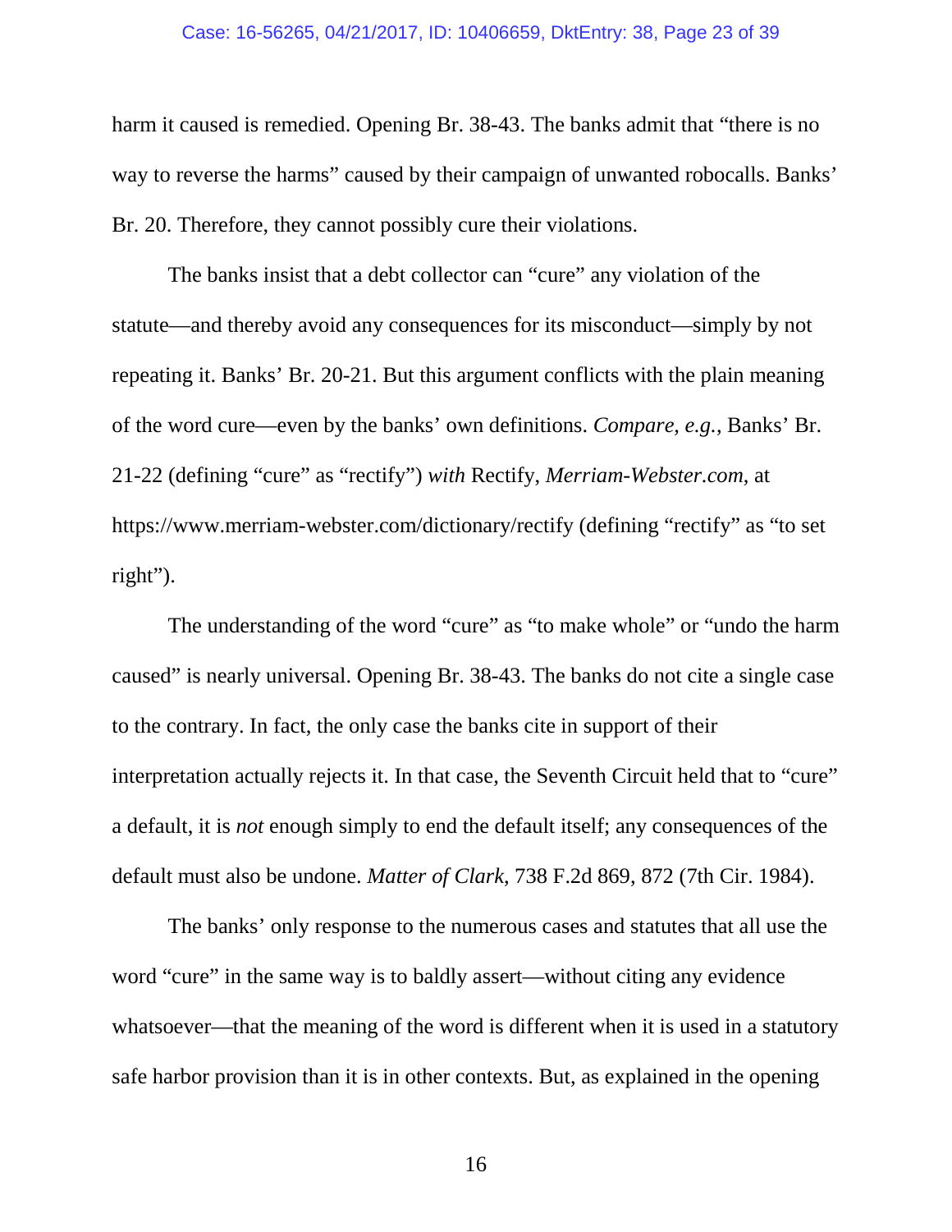harm it caused is remedied. Opening Br. 38-43. The banks admit that "there is no way to reverse the harms" caused by their campaign of unwanted robocalls. Banks' Br. 20. Therefore, they cannot possibly cure their violations.

The banks insist that a debt collector can "cure" any violation of the statute—and thereby avoid any consequences for its misconduct—simply by not repeating it. Banks' Br. 20-21. But this argument conflicts with the plain meaning of the word cure—even by the banks' own definitions. *Compare, e.g.*, Banks' Br. 21-22 (defining "cure" as "rectify") *with* Rectify, *Merriam-Webster.com*, at https://www.merriam-webster.com/dictionary/rectify (defining "rectify" as "to set right").

The understanding of the word "cure" as "to make whole" or "undo the harm caused" is nearly universal. Opening Br. 38-43. The banks do not cite a single case to the contrary. In fact, the only case the banks cite in support of their interpretation actually rejects it. In that case, the Seventh Circuit held that to "cure" a default, it is *not* enough simply to end the default itself; any consequences of the default must also be undone. *Matter of Clark*, 738 F.2d 869, 872 (7th Cir. 1984).

The banks' only response to the numerous cases and statutes that all use the word "cure" in the same way is to baldly assert—without citing any evidence whatsoever—that the meaning of the word is different when it is used in a statutory safe harbor provision than it is in other contexts. But, as explained in the opening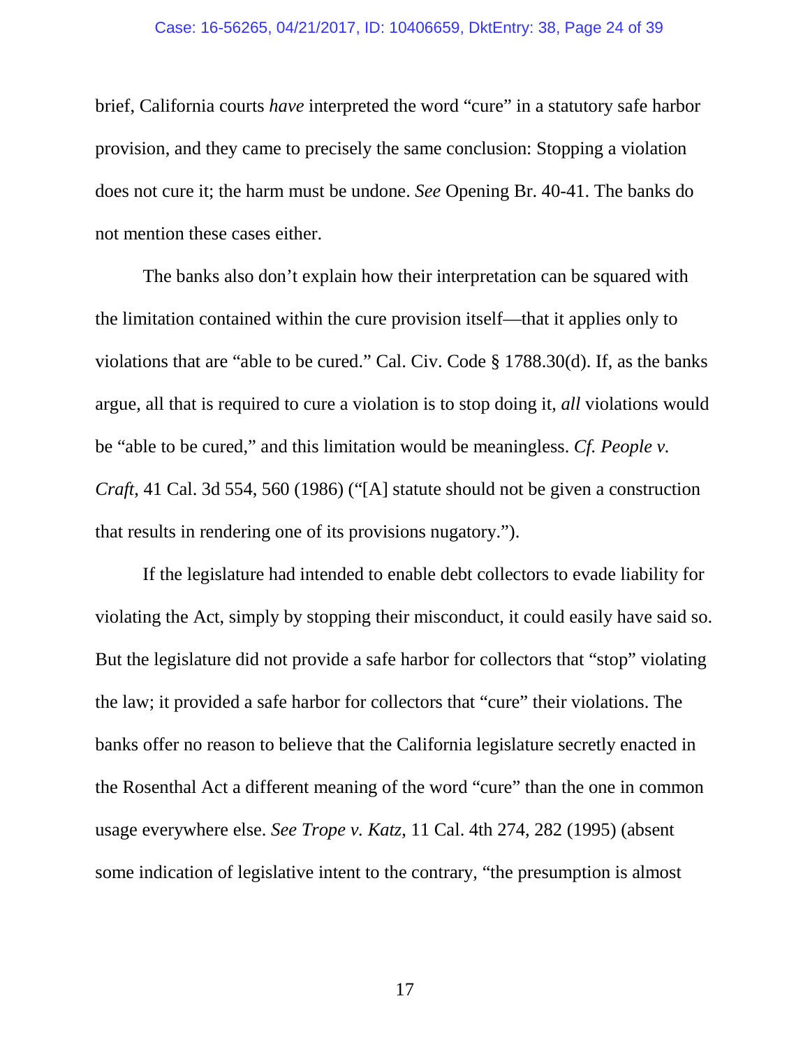brief, California courts *have* interpreted the word "cure" in a statutory safe harbor provision, and they came to precisely the same conclusion: Stopping a violation does not cure it; the harm must be undone. *See* Opening Br. 40-41. The banks do not mention these cases either.

The banks also don't explain how their interpretation can be squared with the limitation contained within the cure provision itself—that it applies only to violations that are "able to be cured." Cal. Civ. Code § 1788.30(d). If, as the banks argue, all that is required to cure a violation is to stop doing it, *all* violations would be "able to be cured," and this limitation would be meaningless. *Cf. People v. Craft*, 41 Cal. 3d 554, 560 (1986) ("[A] statute should not be given a construction that results in rendering one of its provisions nugatory.").

If the legislature had intended to enable debt collectors to evade liability for violating the Act, simply by stopping their misconduct, it could easily have said so. But the legislature did not provide a safe harbor for collectors that "stop" violating the law; it provided a safe harbor for collectors that "cure" their violations. The banks offer no reason to believe that the California legislature secretly enacted in the Rosenthal Act a different meaning of the word "cure" than the one in common usage everywhere else. *See Trope v. Katz*, 11 Cal. 4th 274, 282 (1995) (absent some indication of legislative intent to the contrary, "the presumption is almost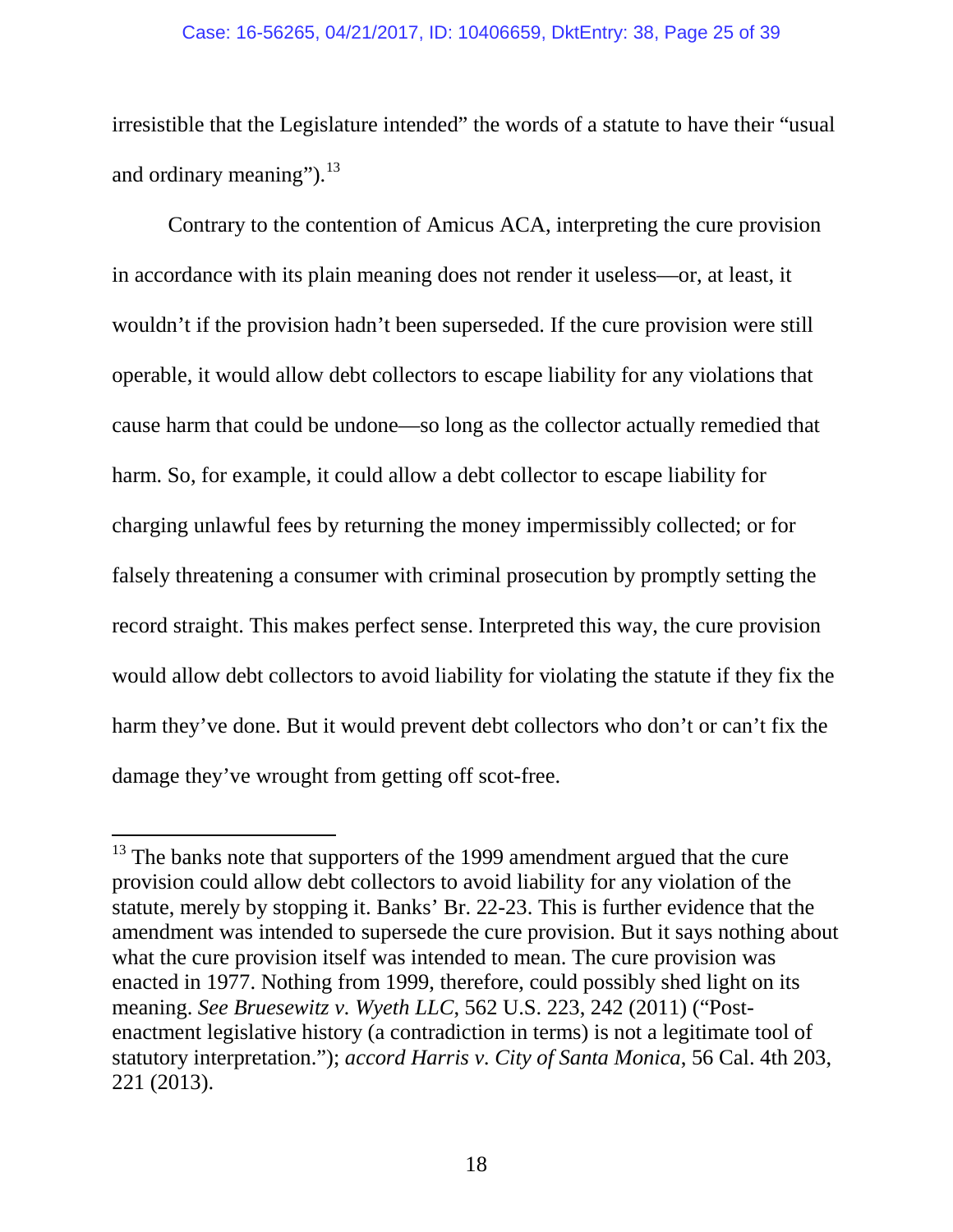irresistible that the Legislature intended" the words of a statute to have their "usual and ordinary meaning").[13]

Contrary to the contention of Amicus ACA, interpreting the cure provision in accordance with its plain meaning does not render it useless—or, at least, it wouldn't if the provision hadn't been superseded. If the cure provision were still operable, it would allow debt collectors to escape liability for any violations that cause harm that could be undone—so long as the collector actually remedied that harm. So, for example, it could allow a debt collector to escape liability for charging unlawful fees by returning the money impermissibly collected; or for falsely threatening a consumer with criminal prosecution by promptly setting the record straight. This makes perfect sense. Interpreted this way, the cure provision would allow debt collectors to avoid liability for violating the statute if they fix the harm they've done. But it would prevent debt collectors who don't or can't fix the damage they've wrought from getting off scot-free.

---

[13] The banks note that supporters of the 1999 amendment argued that the cure provision could allow debt collectors to avoid liability for any violation of the statute, merely by stopping it. Banks' Br. 22-23. This is further evidence that the amendment was intended to supersede the cure provision. But it says nothing about what the cure provision itself was intended to mean. The cure provision was enacted in 1977. Nothing from 1999, therefore, could possibly shed light on its meaning. *See Bruesewitz v. Wyeth LLC*, 562 U.S. 223, 242 (2011) ("Post-enactment legislative history (a contradiction in terms) is not a legitimate tool of statutory interpretation."); *accord Harris v. City of Santa Monica*, 56 Cal. 4th 203, 221 (2013).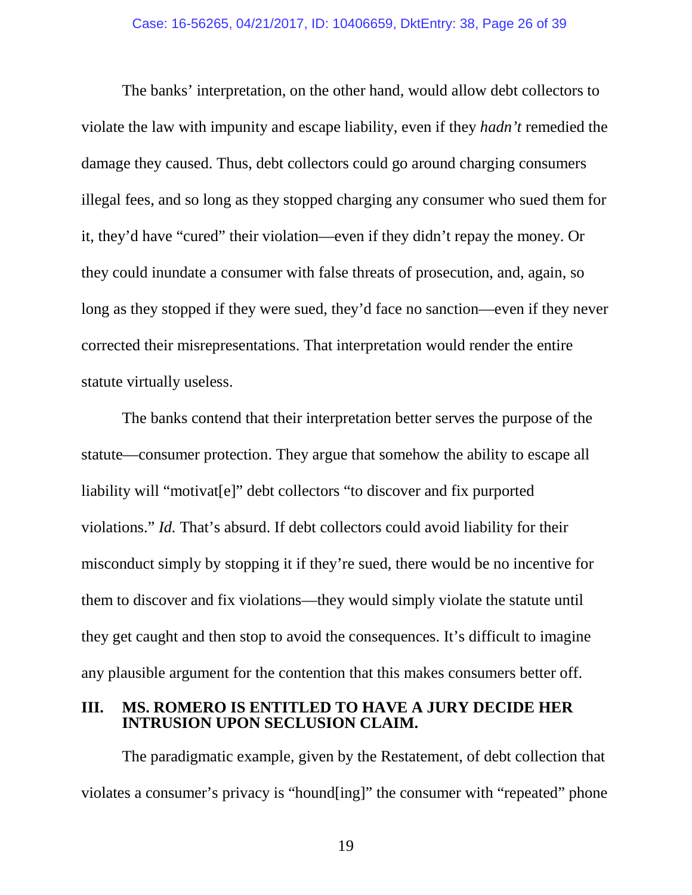The banks' interpretation, on the other hand, would allow debt collectors to violate the law with impunity and escape liability, even if they *hadn't* remedied the damage they caused. Thus, debt collectors could go around charging consumers illegal fees, and so long as they stopped charging any consumer who sued them for it, they'd have "cured" their violation—even if they didn't repay the money. Or they could inundate a consumer with false threats of prosecution, and, again, so long as they stopped if they were sued, they'd face no sanction—even if they never corrected their misrepresentations. That interpretation would render the entire statute virtually useless.

The banks contend that their interpretation better serves the purpose of the statute—consumer protection. They argue that somehow the ability to escape all liability will "motivat[e]" debt collectors "to discover and fix purported violations." *Id.* That's absurd. If debt collectors could avoid liability for their misconduct simply by stopping it if they're sued, there would be no incentive for them to discover and fix violations—they would simply violate the statute until they get caught and then stop to avoid the consequences. It's difficult to imagine any plausible argument for the contention that this makes consumers better off.

## III. MS. ROMERO IS ENTITLED TO HAVE A JURY DECIDE HER INTRUSION UPON SECLUSION CLAIM.

The paradigmatic example, given by the Restatement, of debt collection that violates a consumer's privacy is "hound[ing]" the consumer with "repeated" phone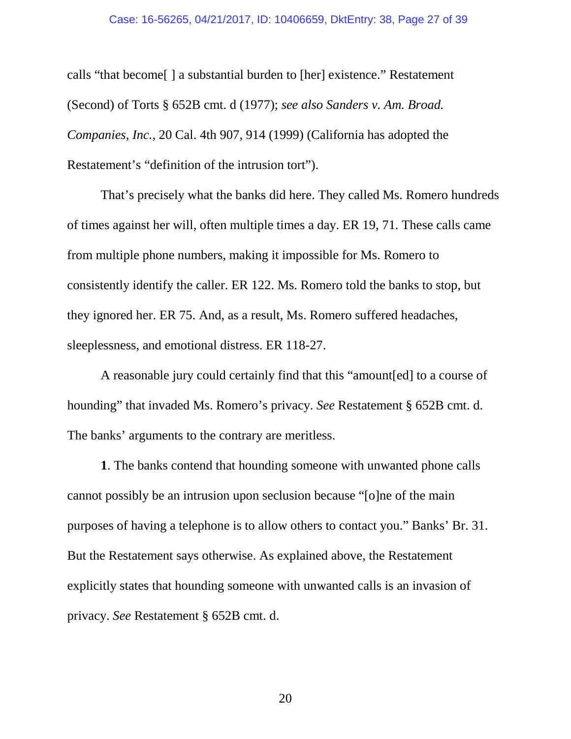calls “that become[ ] a substantial burden to [her] existence.” Restatement (Second) of Torts § 652B cmt. d (1977); *see also Sanders v. Am. Broad. Companies, Inc.*, 20 Cal. 4th 907, 914 (1999) (California has adopted the Restatement’s “definition of the intrusion tort”).

That’s precisely what the banks did here. They called Ms. Romero hundreds of times against her will, often multiple times a day. ER 19, 71. These calls came from multiple phone numbers, making it impossible for Ms. Romero to consistently identify the caller. ER 122. Ms. Romero told the banks to stop, but they ignored her. ER 75. And, as a result, Ms. Romero suffered headaches, sleeplessness, and emotional distress. ER 118-27.

A reasonable jury could certainly find that this “amount[ed] to a course of hounding” that invaded Ms. Romero’s privacy. *See* Restatement § 652B cmt. d. The banks’ arguments to the contrary are meritless.

**1**. The banks contend that hounding someone with unwanted phone calls cannot possibly be an intrusion upon seclusion because “[o]ne of the main purposes of having a telephone is to allow others to contact you.” Banks’ Br. 31. But the Restatement says otherwise. As explained above, the Restatement explicitly states that hounding someone with unwanted calls is an invasion of privacy. *See* Restatement § 652B cmt. d.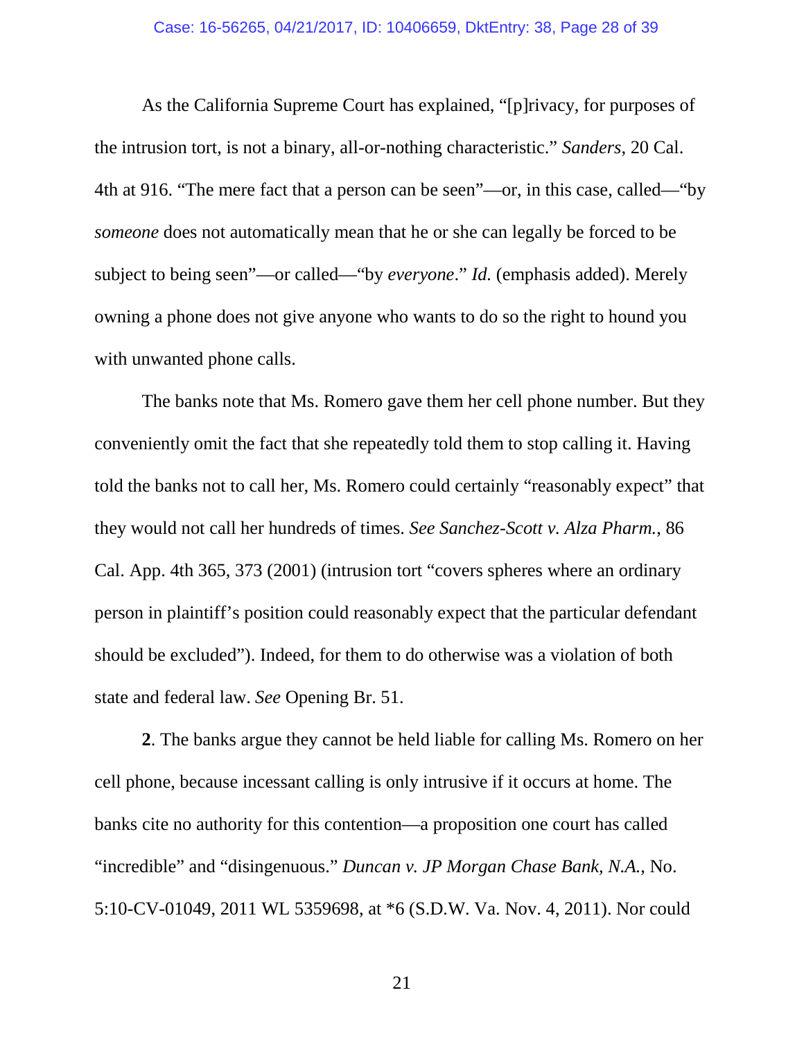As the California Supreme Court has explained, "[p]rivacy, for purposes of the intrusion tort, is not a binary, all-or-nothing characteristic." *Sanders*, 20 Cal. 4th at 916. "The mere fact that a person can be seen"—or, in this case, called—"by *someone* does not automatically mean that he or she can legally be forced to be subject to being seen"—or called—"by *everyone*." *Id.* (emphasis added). Merely owning a phone does not give anyone who wants to do so the right to hound you with unwanted phone calls.

The banks note that Ms. Romero gave them her cell phone number. But they conveniently omit the fact that she repeatedly told them to stop calling it. Having told the banks not to call her, Ms. Romero could certainly "reasonably expect" that they would not call her hundreds of times. *See Sanchez-Scott v. Alza Pharm.*, 86 Cal. App. 4th 365, 373 (2001) (intrusion tort "covers spheres where an ordinary person in plaintiff's position could reasonably expect that the particular defendant should be excluded"). Indeed, for them to do otherwise was a violation of both state and federal law. *See* Opening Br. 51.

**2**. The banks argue they cannot be held liable for calling Ms. Romero on her cell phone, because incessant calling is only intrusive if it occurs at home. The banks cite no authority for this contention—a proposition one court has called "incredible" and "disingenuous." *Duncan v. JP Morgan Chase Bank, N.A.*, No. 5:10-CV-01049, 2011 WL 5359698, at *6 (S.D.W. Va. Nov. 4, 2011). Nor could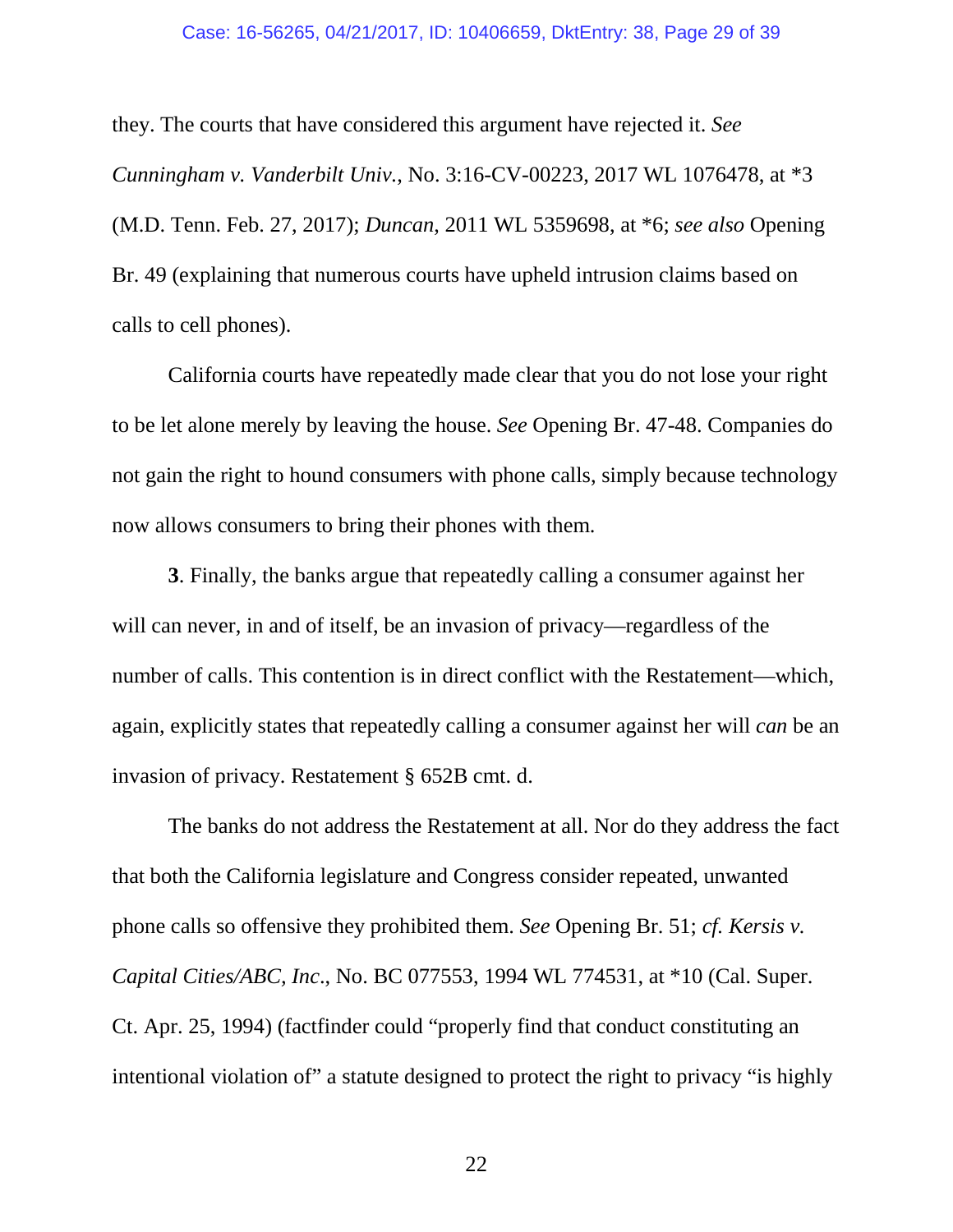they. The courts that have considered this argument have rejected it. *See Cunningham v. Vanderbilt Univ.*, No. 3:16-CV-00223, 2017 WL 1076478, at *3 (M.D. Tenn. Feb. 27, 2017); *Duncan*, 2011 WL 5359698, at *6; *see also* Opening Br. 49 (explaining that numerous courts have upheld intrusion claims based on calls to cell phones).

California courts have repeatedly made clear that you do not lose your right to be let alone merely by leaving the house. *See* Opening Br. 47-48. Companies do not gain the right to hound consumers with phone calls, simply because technology now allows consumers to bring their phones with them.

**3**. Finally, the banks argue that repeatedly calling a consumer against her will can never, in and of itself, be an invasion of privacy—regardless of the number of calls. This contention is in direct conflict with the Restatement—which, again, explicitly states that repeatedly calling a consumer against her will *can* be an invasion of privacy. Restatement § 652B cmt. d.

The banks do not address the Restatement at all. Nor do they address the fact that both the California legislature and Congress consider repeated, unwanted phone calls so offensive they prohibited them. *See* Opening Br. 51; *cf. Kersis v. Capital Cities/ABC, Inc*., No. BC 077553, 1994 WL 774531, at *10 (Cal. Super. Ct. Apr. 25, 1994) (factfinder could "properly find that conduct constituting an intentional violation of" a statute designed to protect the right to privacy "is highly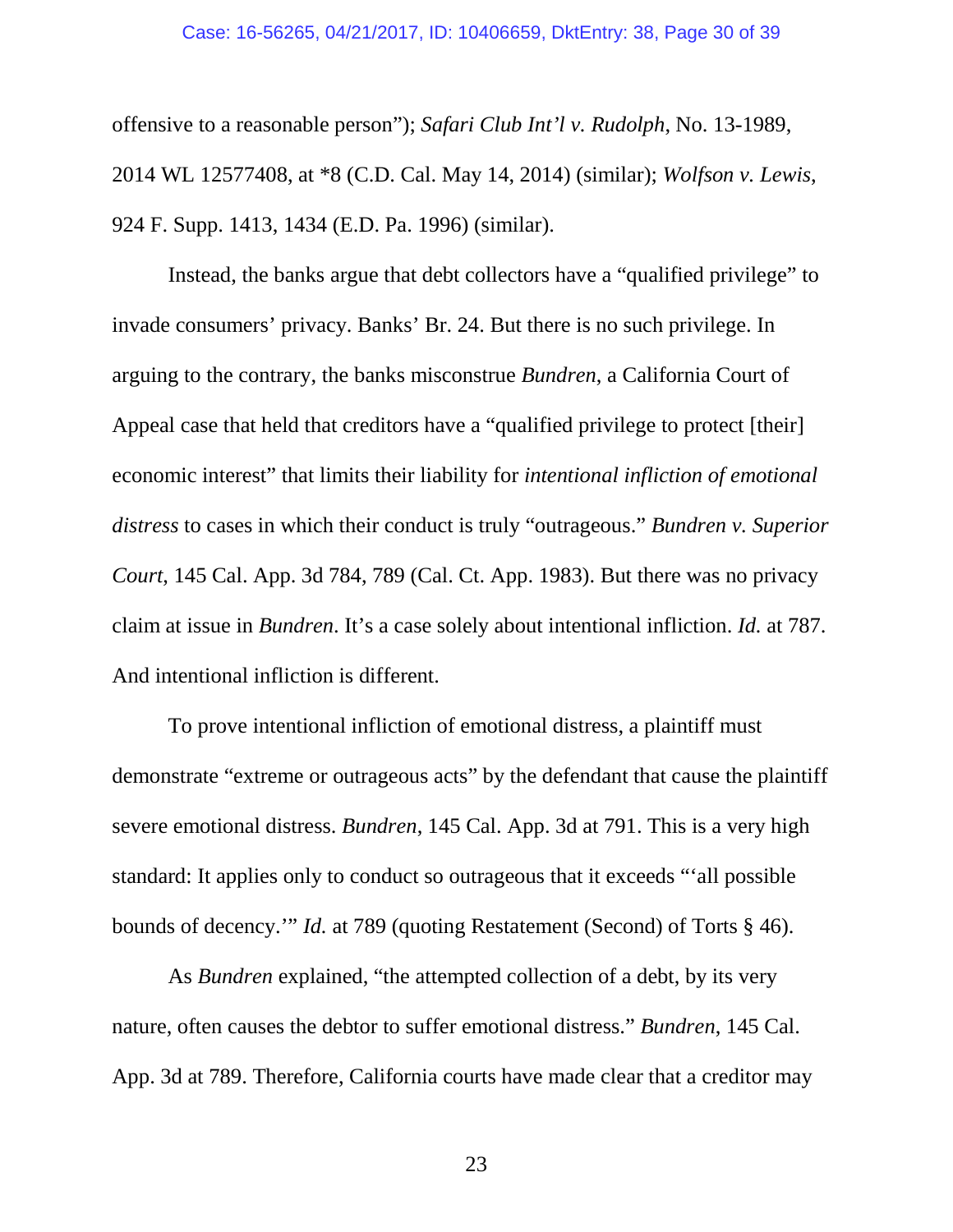offensive to a reasonable person"); *Safari Club Int'l v. Rudolph*, No. 13-1989, 2014 WL 12577408, at *8 (C.D. Cal. May 14, 2014) (similar); *Wolfson v. Lewis*, 924 F. Supp. 1413, 1434 (E.D. Pa. 1996) (similar).

Instead, the banks argue that debt collectors have a "qualified privilege" to invade consumers' privacy. Banks' Br. 24. But there is no such privilege. In arguing to the contrary, the banks misconstrue *Bundren*, a California Court of Appeal case that held that creditors have a "qualified privilege to protect [their] economic interest" that limits their liability for *intentional infliction of emotional distress* to cases in which their conduct is truly "outrageous." *Bundren v. Superior Court*, 145 Cal. App. 3d 784, 789 (Cal. Ct. App. 1983). But there was no privacy claim at issue in *Bundren*. It's a case solely about intentional infliction. *Id.* at 787. And intentional infliction is different.

To prove intentional infliction of emotional distress, a plaintiff must demonstrate "extreme or outrageous acts" by the defendant that cause the plaintiff severe emotional distress. *Bundren*, 145 Cal. App. 3d at 791. This is a very high standard: It applies only to conduct so outrageous that it exceeds "'all possible bounds of decency.'" *Id.* at 789 (quoting Restatement (Second) of Torts § 46).

As *Bundren* explained, "the attempted collection of a debt, by its very nature, often causes the debtor to suffer emotional distress." *Bundren*, 145 Cal. App. 3d at 789. Therefore, California courts have made clear that a creditor may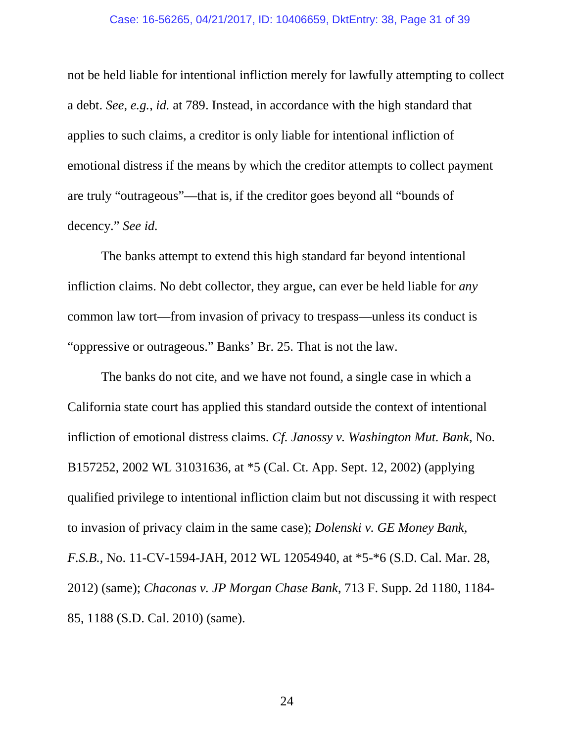not be held liable for intentional infliction merely for lawfully attempting to collect a debt. *See, e.g.*, *id.* at 789. Instead, in accordance with the high standard that applies to such claims, a creditor is only liable for intentional infliction of emotional distress if the means by which the creditor attempts to collect payment are truly "outrageous"—that is, if the creditor goes beyond all "bounds of decency." *See id.*

The banks attempt to extend this high standard far beyond intentional infliction claims. No debt collector, they argue, can ever be held liable for *any* common law tort—from invasion of privacy to trespass—unless its conduct is "oppressive or outrageous." Banks' Br. 25. That is not the law.

The banks do not cite, and we have not found, a single case in which a California state court has applied this standard outside the context of intentional infliction of emotional distress claims. *Cf. Janossy v. Washington Mut. Bank*, No. B157252, 2002 WL 31031636, at *5 (Cal. Ct. App. Sept. 12, 2002) (applying qualified privilege to intentional infliction claim but not discussing it with respect to invasion of privacy claim in the same case); *Dolenski v. GE Money Bank, F.S.B.*, No. 11-CV-1594-JAH, 2012 WL 12054940, at *5-*6 (S.D. Cal. Mar. 28, 2012) (same); *Chaconas v. JP Morgan Chase Bank*, 713 F. Supp. 2d 1180, 1184-85, 1188 (S.D. Cal. 2010) (same).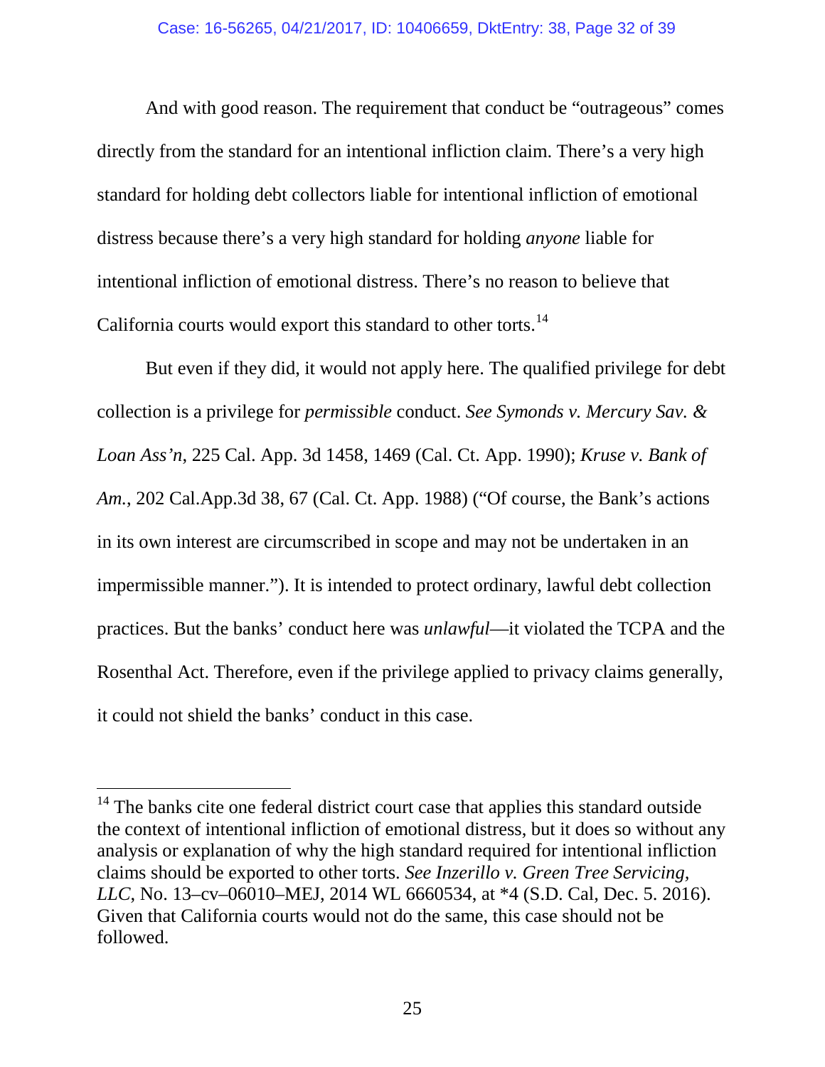And with good reason. The requirement that conduct be "outrageous" comes directly from the standard for an intentional infliction claim. There's a very high standard for holding debt collectors liable for intentional infliction of emotional distress because there's a very high standard for holding *anyone* liable for intentional infliction of emotional distress. There's no reason to believe that California courts would export this standard to other torts.[14]

But even if they did, it would not apply here. The qualified privilege for debt collection is a privilege for *permissible* conduct. *See Symonds v. Mercury Sav. & Loan Ass'n*, 225 Cal. App. 3d 1458, 1469 (Cal. Ct. App. 1990); *Kruse v. Bank of Am.*, 202 Cal.App.3d 38, 67 (Cal. Ct. App. 1988) ("Of course, the Bank's actions in its own interest are circumscribed in scope and may not be undertaken in an impermissible manner."). It is intended to protect ordinary, lawful debt collection practices. But the banks' conduct here was *unlawful*—it violated the TCPA and the Rosenthal Act. Therefore, even if the privilege applied to privacy claims generally, it could not shield the banks' conduct in this case.

---

[14] The banks cite one federal district court case that applies this standard outside the context of intentional infliction of emotional distress, but it does so without any analysis or explanation of why the high standard required for intentional infliction claims should be exported to other torts. *See Inzerillo v. Green Tree Servicing, LLC*, No. 13–cv–06010–MEJ, 2014 WL 6660534, at *4 (S.D. Cal, Dec. 5. 2016). Given that California courts would not do the same, this case should not be followed.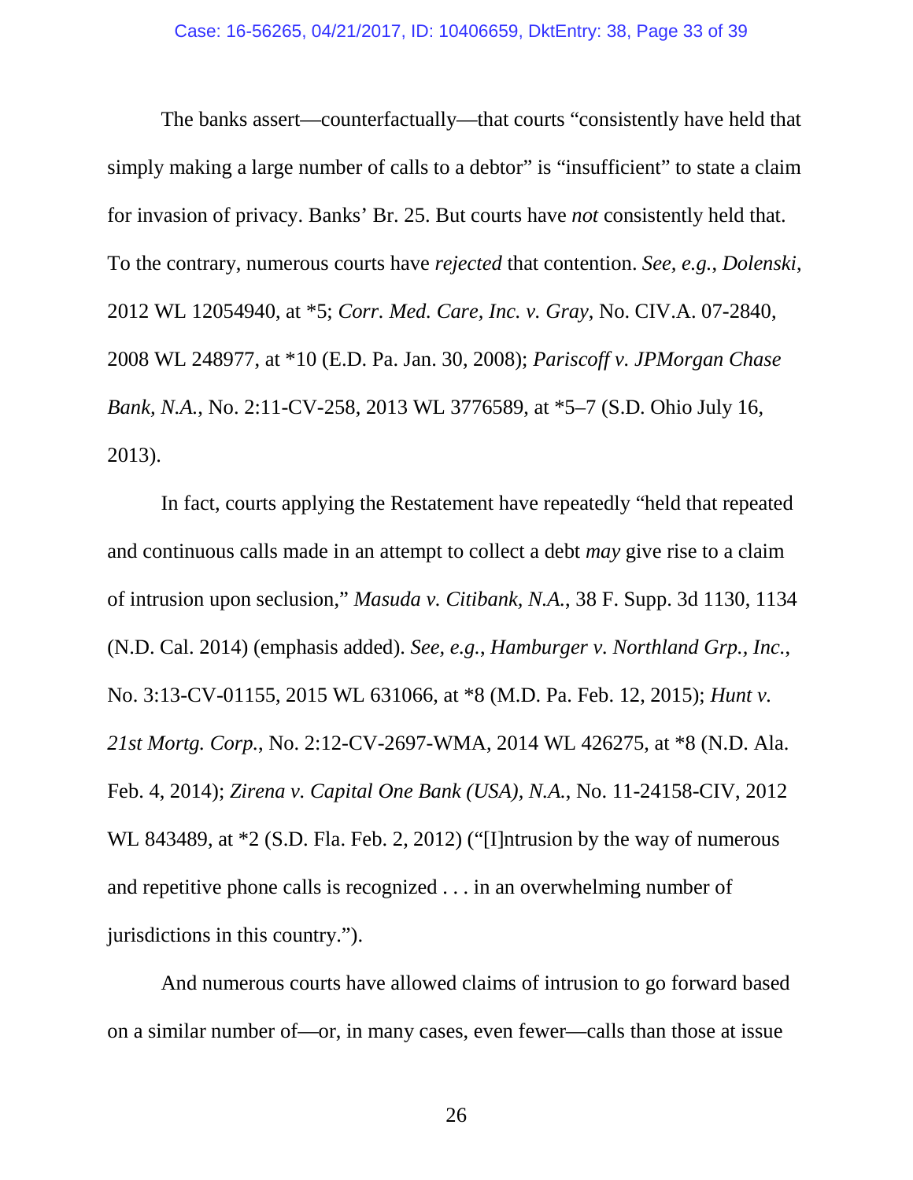The banks assert—counterfactually—that courts "consistently have held that simply making a large number of calls to a debtor" is "insufficient" to state a claim for invasion of privacy. Banks' Br. 25. But courts have *not* consistently held that. To the contrary, numerous courts have *rejected* that contention. *See, e.g.*, *Dolenski*, 2012 WL 12054940, at *5; *Corr. Med. Care, Inc. v. Gray*, No. CIV.A. 07-2840, 2008 WL 248977, at *10 (E.D. Pa. Jan. 30, 2008); *Pariscoff v. JPMorgan Chase Bank, N.A.*, No. 2:11-CV-258, 2013 WL 3776589, at *5–7 (S.D. Ohio July 16, 2013).

In fact, courts applying the Restatement have repeatedly "held that repeated and continuous calls made in an attempt to collect a debt *may* give rise to a claim of intrusion upon seclusion," *Masuda v. Citibank, N.A.*, 38 F. Supp. 3d 1130, 1134 (N.D. Cal. 2014) (emphasis added). *See, e.g.*, *Hamburger v. Northland Grp., Inc.*, No. 3:13-CV-01155, 2015 WL 631066, at *8 (M.D. Pa. Feb. 12, 2015); *Hunt v. 21st Mortg. Corp.*, No. 2:12-CV-2697-WMA, 2014 WL 426275, at *8 (N.D. Ala. Feb. 4, 2014); *Zirena v. Capital One Bank (USA), N.A.*, No. 11-24158-CIV, 2012 WL 843489, at *2 (S.D. Fla. Feb. 2, 2012) ("[I]ntrusion by the way of numerous and repetitive phone calls is recognized . . . in an overwhelming number of jurisdictions in this country.").

And numerous courts have allowed claims of intrusion to go forward based on a similar number of—or, in many cases, even fewer—calls than those at issue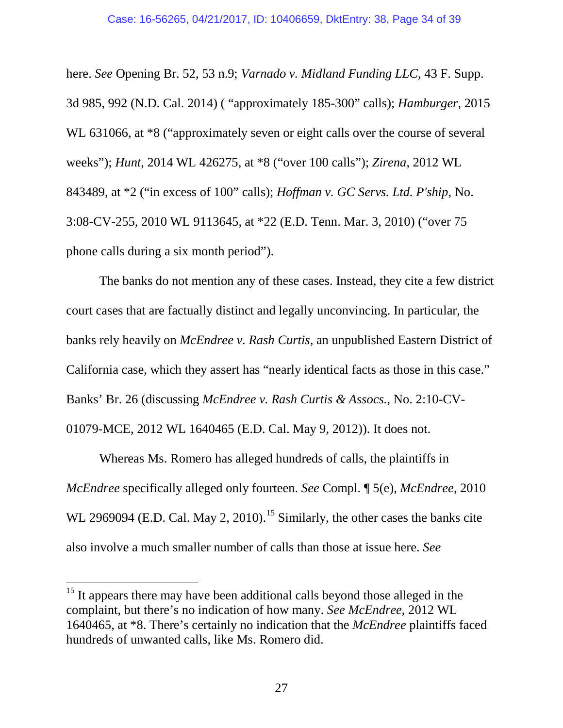here. *See* Opening Br. 52, 53 n.9; *Varnado v. Midland Funding LLC*, 43 F. Supp. 3d 985, 992 (N.D. Cal. 2014) ( "approximately 185-300" calls); *Hamburger*, 2015 WL 631066, at *8 ("approximately seven or eight calls over the course of several weeks"); *Hunt*, 2014 WL 426275, at *8 ("over 100 calls"); *Zirena*, 2012 WL 843489, at *2 ("in excess of 100" calls); *Hoffman v. GC Servs. Ltd. P'ship*, No. 3:08-CV-255, 2010 WL 9113645, at *22 (E.D. Tenn. Mar. 3, 2010) ("over 75 phone calls during a six month period").

The banks do not mention any of these cases. Instead, they cite a few district court cases that are factually distinct and legally unconvincing. In particular, the banks rely heavily on *McEndree v. Rash Curtis*, an unpublished Eastern District of California case, which they assert has "nearly identical facts as those in this case." Banks' Br. 26 (discussing *McEndree v. Rash Curtis & Assocs.*, No. 2:10-CV-01079-MCE, 2012 WL 1640465 (E.D. Cal. May 9, 2012)). It does not.

Whereas Ms. Romero has alleged hundreds of calls, the plaintiffs in *McEndree* specifically alleged only fourteen. *See* Compl. ¶ 5(e), *McEndree*, 2010 WL 2969094 (E.D. Cal. May 2, 2010).[15] Similarly, the other cases the banks cite also involve a much smaller number of calls than those at issue here. *See*

[15] It appears there may have been additional calls beyond those alleged in the complaint, but there's no indication of how many. *See McEndree*, 2012 WL 1640465, at *8. There's certainly no indication that the *McEndree* plaintiffs faced hundreds of unwanted calls, like Ms. Romero did.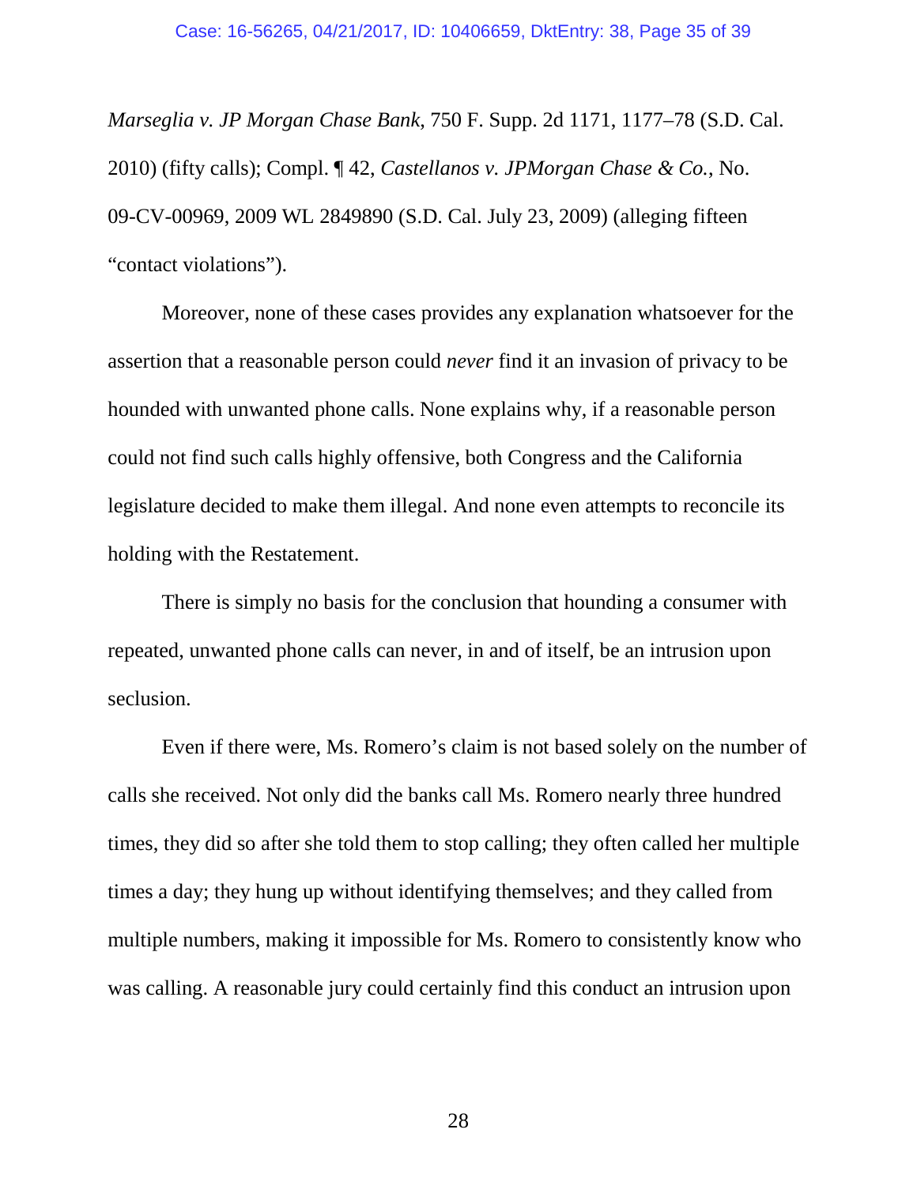*Marseglia v. JP Morgan Chase Bank*, 750 F. Supp. 2d 1171, 1177–78 (S.D. Cal. 2010) (fifty calls); Compl. ¶ 42, *Castellanos v. JPMorgan Chase & Co.*, No. 09-CV-00969, 2009 WL 2849890 (S.D. Cal. July 23, 2009) (alleging fifteen "contact violations").

Moreover, none of these cases provides any explanation whatsoever for the assertion that a reasonable person could *never* find it an invasion of privacy to be hounded with unwanted phone calls. None explains why, if a reasonable person could not find such calls highly offensive, both Congress and the California legislature decided to make them illegal. And none even attempts to reconcile its holding with the Restatement.

There is simply no basis for the conclusion that hounding a consumer with repeated, unwanted phone calls can never, in and of itself, be an intrusion upon seclusion.

Even if there were, Ms. Romero's claim is not based solely on the number of calls she received. Not only did the banks call Ms. Romero nearly three hundred times, they did so after she told them to stop calling; they often called her multiple times a day; they hung up without identifying themselves; and they called from multiple numbers, making it impossible for Ms. Romero to consistently know who was calling. A reasonable jury could certainly find this conduct an intrusion upon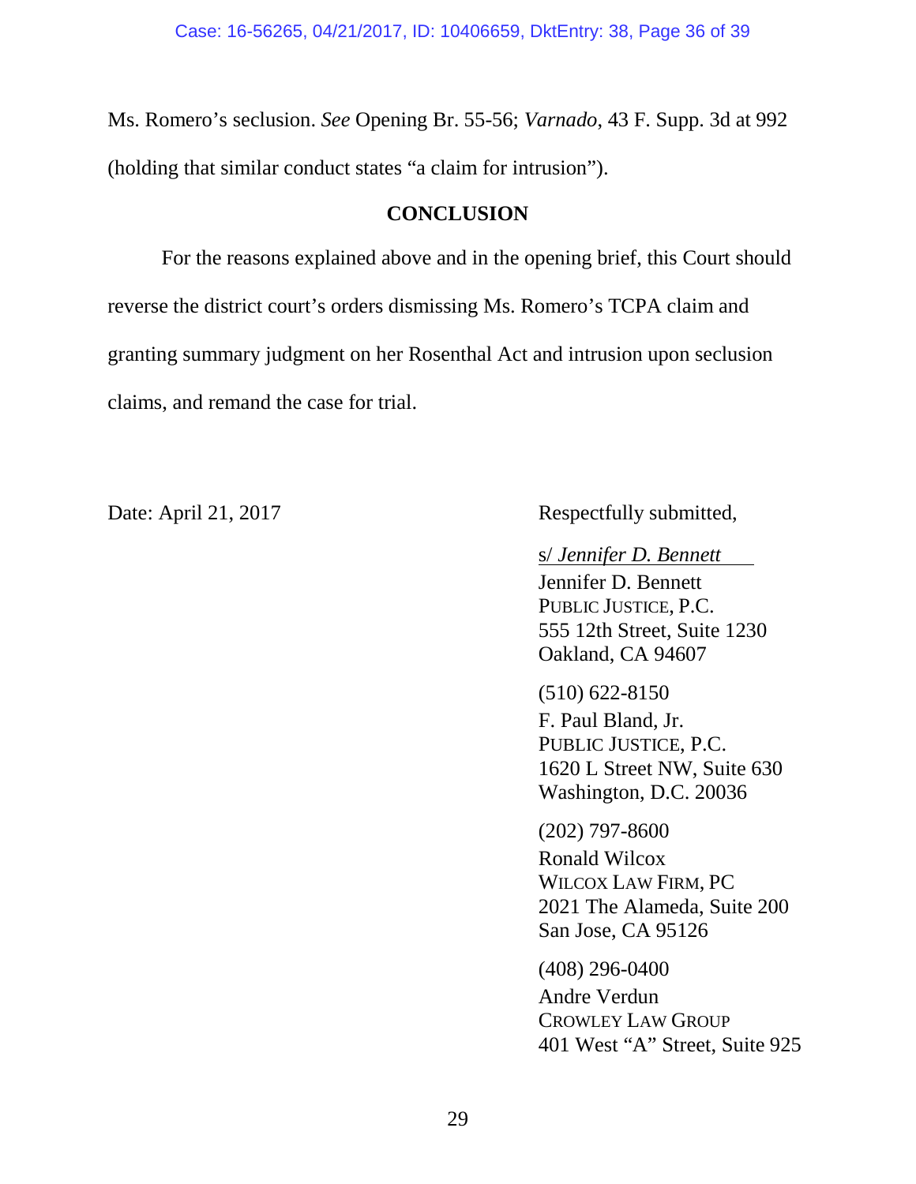Ms. Romero's seclusion. *See* Opening Br. 55-56; *Varnado*, 43 F. Supp. 3d at 992 (holding that similar conduct states "a claim for intrusion").

## CONCLUSION

For the reasons explained above and in the opening brief, this Court should reverse the district court's orders dismissing Ms. Romero's TCPA claim and granting summary judgment on her Rosenthal Act and intrusion upon seclusion claims, and remand the case for trial.

Date: April 21, 2017

Respectfully submitted,

s/ *Jennifer D. Bennett*
Jennifer D. Bennett
PUBLIC JUSTICE, P.C.
555 12th Street, Suite 1230
Oakland, CA 94607

(510) 622-8150
F. Paul Bland, Jr.
PUBLIC JUSTICE, P.C.
1620 L Street NW, Suite 630
Washington, D.C. 20036

(202) 797-8600
Ronald Wilcox
WILCOX LAW FIRM, PC
2021 The Alameda, Suite 200
San Jose, CA 95126

(408) 296-0400
Andre Verdun
CROWLEY LAW GROUP
401 West "A" Street, Suite 925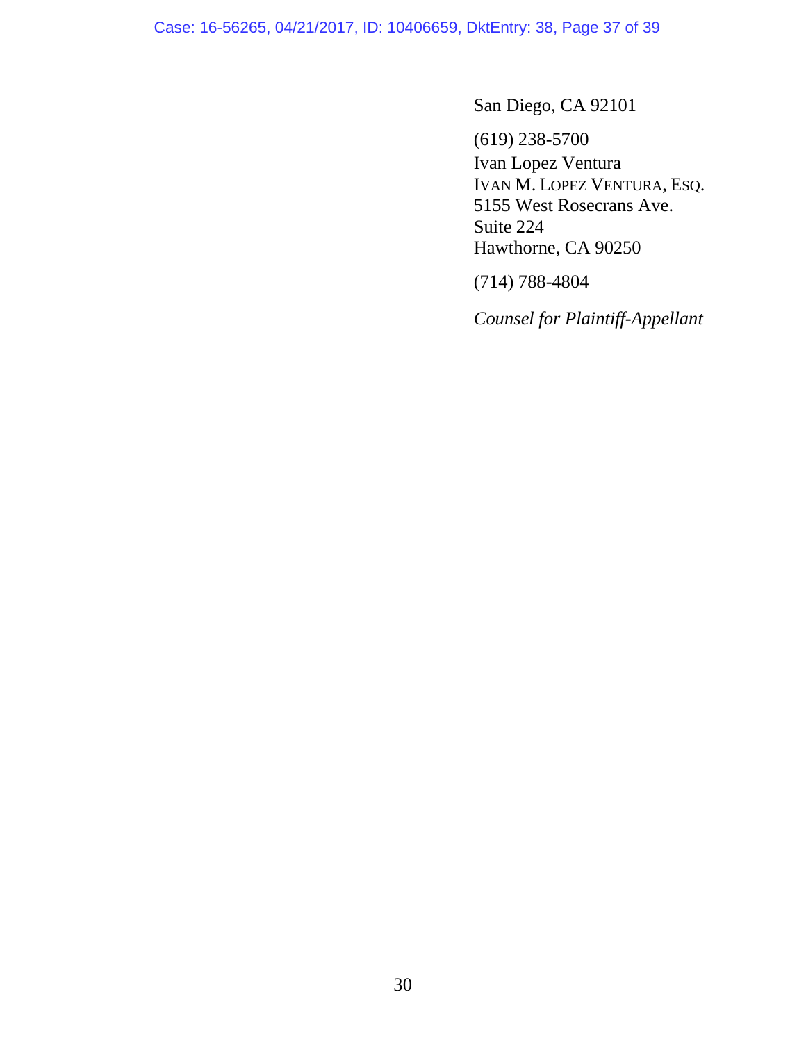San Diego, CA 92101

(619) 238-5700
Ivan Lopez Ventura
IVAN M. LOPEZ VENTURA, ESQ.
5155 West Rosecrans Ave.
Suite 224
Hawthorne, CA 90250

(714) 788-4804

*Counsel for Plaintiff-Appellant*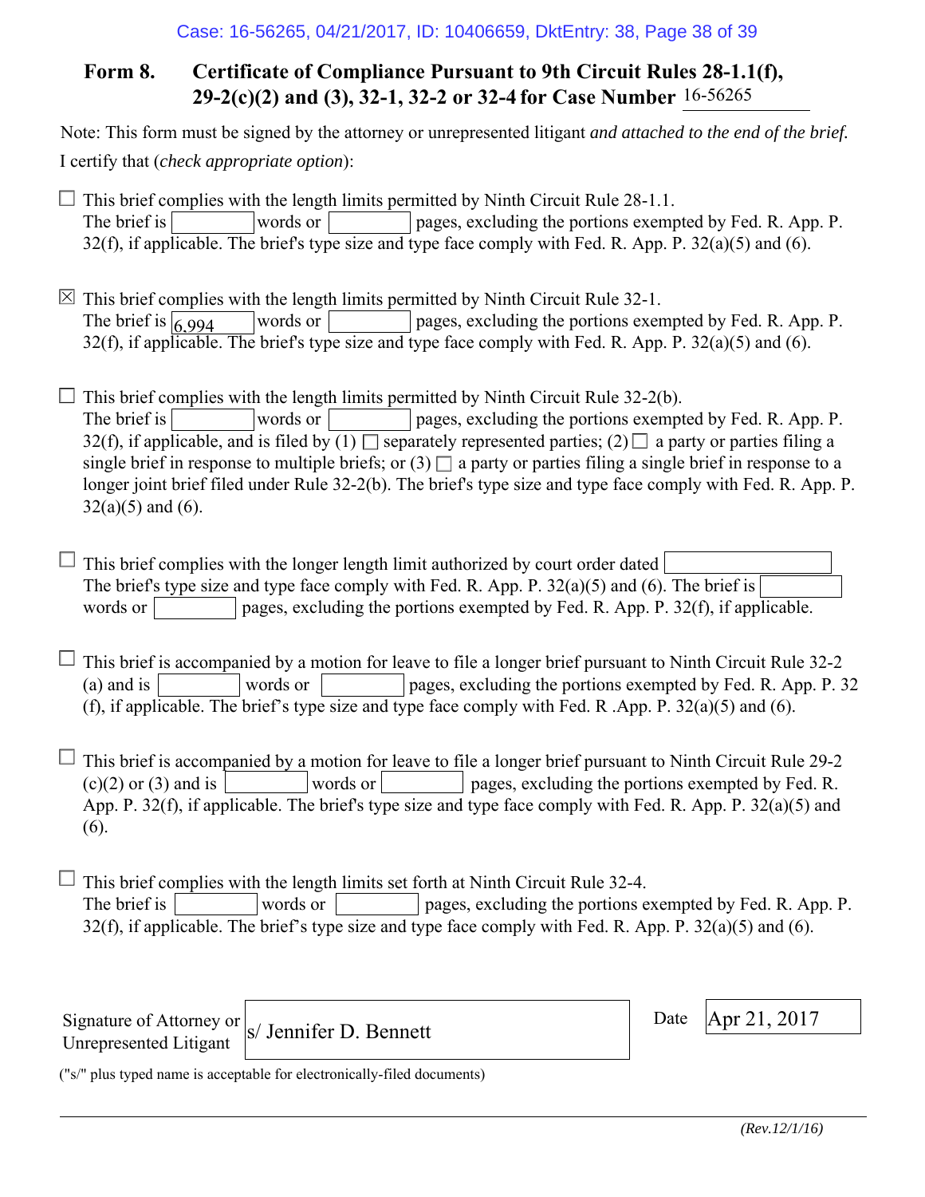# Form 8. Certificate of Compliance Pursuant to 9th Circuit Rules 28-1.1(f), 29-2(c)(2) and (3), 32-1, 32-2 or 32-4 for Case Number 16-56265

Note: This form must be signed by the attorney or unrepresented litigant *and attached to the end of the brief.*

I certify that (*check appropriate option*):

☐ This brief complies with the length limits permitted by Ninth Circuit Rule 28-1.1. The brief is ______ words or ______ pages, excluding the portions exempted by Fed. R. App. P. 32(f), if applicable. The brief's type size and type face comply with Fed. R. App. P. 32(a)(5) and (6).

☒ This brief complies with the length limits permitted by Ninth Circuit Rule 32-1. The brief is 6,994 words or ______ pages, excluding the portions exempted by Fed. R. App. P. 32(f), if applicable. The brief's type size and type face comply with Fed. R. App. P. 32(a)(5) and (6).

☐ This brief complies with the length limits permitted by Ninth Circuit Rule 32-2(b). The brief is ______ words or ______ pages, excluding the portions exempted by Fed. R. App. P. 32(f), if applicable, and is filed by (1) ☐ separately represented parties; (2) ☐ a party or parties filing a single brief in response to multiple briefs; or (3) ☐ a party or parties filing a single brief in response to a longer joint brief filed under Rule 32-2(b). The brief's type size and type face comply with Fed. R. App. P. 32(a)(5) and (6).

☐ This brief complies with the longer length limit authorized by court order dated ______. The brief's type size and type face comply with Fed. R. App. P. 32(a)(5) and (6). The brief is ______ words or ______ pages, excluding the portions exempted by Fed. R. App. P. 32(f), if applicable.

☐ This brief is accompanied by a motion for leave to file a longer brief pursuant to Ninth Circuit Rule 32-2 (a) and is ______ words or ______ pages, excluding the portions exempted by Fed. R. App. P. 32 (f), if applicable. The brief's type size and type face comply with Fed. R .App. P. 32(a)(5) and (6).

☐ This brief is accompanied by a motion for leave to file a longer brief pursuant to Ninth Circuit Rule 29-2 (c)(2) or (3) and is ______ words or ______ pages, excluding the portions exempted by Fed. R. App. P. 32(f), if applicable. The brief's type size and type face comply with Fed. R. App. P. 32(a)(5) and (6).

☐ This brief complies with the length limits set forth at Ninth Circuit Rule 32-4. The brief is ______ words or ______ pages, excluding the portions exempted by Fed. R. App. P. 32(f), if applicable. The brief's type size and type face comply with Fed. R. App. P. 32(a)(5) and (6).

Signature of Attorney or Unrepresented Litigant: s/ Jennifer D. Bennett

Date: Apr 21, 2017

("s/" plus typed name is acceptable for electronically-filed documents)

*(Rev.12/1/16)*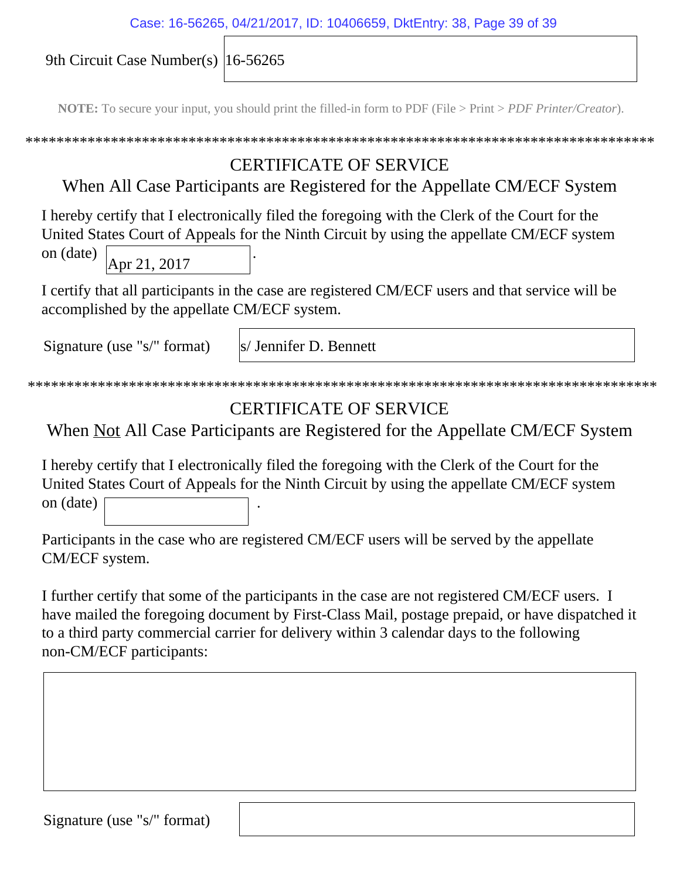9th Circuit Case Number(s) 16-56265

**NOTE:** To secure your input, you should print the filled-in form to PDF (File > Print > *PDF Printer/Creator*).

*********************************************************************************

## CERTIFICATE OF SERVICE
## When All Case Participants are Registered for the Appellate CM/ECF System

I hereby certify that I electronically filed the foregoing with the Clerk of the Court for the United States Court of Appeals for the Ninth Circuit by using the appellate CM/ECF system on (date) Apr 21, 2017.

I certify that all participants in the case are registered CM/ECF users and that service will be accomplished by the appellate CM/ECF system.

Signature (use "s/" format) s/ Jennifer D. Bennett

*********************************************************************************

## CERTIFICATE OF SERVICE
## When Not All Case Participants are Registered for the Appellate CM/ECF System

I hereby certify that I electronically filed the foregoing with the Clerk of the Court for the United States Court of Appeals for the Ninth Circuit by using the appellate CM/ECF system on (date) .

Participants in the case who are registered CM/ECF users will be served by the appellate CM/ECF system.

I further certify that some of the participants in the case are not registered CM/ECF users. I have mailed the foregoing document by First-Class Mail, postage prepaid, or have dispatched it to a third party commercial carrier for delivery within 3 calendar days to the following non-CM/ECF participants:

Signature (use "s/" format)